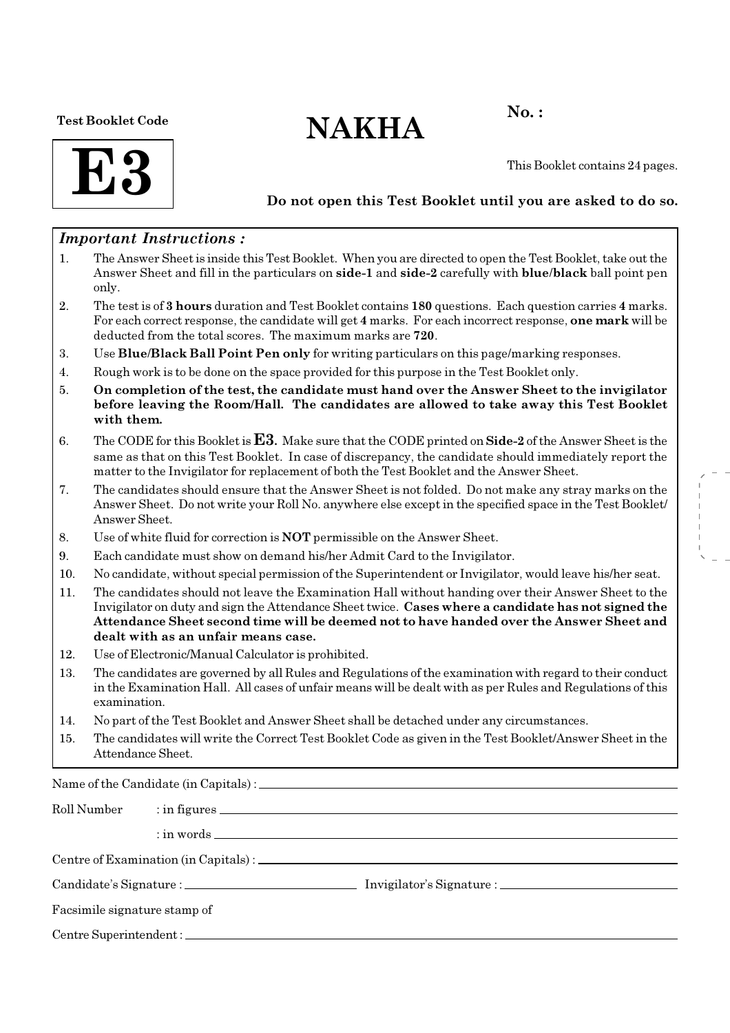**Test Booklet Code**

# E3

# NAKHA

**No. :**

This Booklet contains 24 pages.

**Do not open this Test Booklet until you are asked to do so.**

### *Important Instructions :*

1. The Answer Sheet is inside this Test Booklet. When you are directed to open the Test Booklet, take out the Answer Sheet and fill in the particulars on **side-1** and **side-2** carefully with **blue/black** ball point pen only.
2. The test is of **3 hours** duration and Test Booklet contains **180** questions. Each question carries **4** marks. For each correct response, the candidate will get **4** marks. For each incorrect response, **one mark** will be deducted from the total scores. The maximum marks are **720**.
3. Use **Blue/Black Ball Point Pen only** for writing particulars on this page/marking responses.
4. Rough work is to be done on the space provided for this purpose in the Test Booklet only.
5. **On completion of the test, the candidate must hand over the Answer Sheet to the invigilator before leaving the Room/Hall. The candidates are allowed to take away this Test Booklet with them.**
6. The CODE for this Booklet is **E3**. Make sure that the CODE printed on **Side-2** of the Answer Sheet is the same as that on this Test Booklet. In case of discrepancy, the candidate should immediately report the matter to the Invigilator for replacement of both the Test Booklet and the Answer Sheet.
7. The candidates should ensure that the Answer Sheet is not folded. Do not make any stray marks on the Answer Sheet. Do not write your Roll No. anywhere else except in the specified space in the Test Booklet/ Answer Sheet.
8. Use of white fluid for correction is **NOT** permissible on the Answer Sheet.
9. Each candidate must show on demand his/her Admit Card to the Invigilator.
10. No candidate, without special permission of the Superintendent or Invigilator, would leave his/her seat.
11. The candidates should not leave the Examination Hall without handing over their Answer Sheet to the Invigilator on duty and sign the Attendance Sheet twice. **Cases where a candidate has not signed the Attendance Sheet second time will be deemed not to have handed over the Answer Sheet and dealt with as an unfair means case.**
12. Use of Electronic/Manual Calculator is prohibited.
13. The candidates are governed by all Rules and Regulations of the examination with regard to their conduct in the Examination Hall. All cases of unfair means will be dealt with as per Rules and Regulations of this examination.
14. No part of the Test Booklet and Answer Sheet shall be detached under any circumstances.
15. The candidates will write the Correct Test Booklet Code as given in the Test Booklet/Answer Sheet in the Attendance Sheet.

Name of the Candidate (in Capitals) : ______________________________

Roll Number : in figures ______________________________

: in words ______________________________

Centre of Examination (in Capitals) : ______________________________

Candidate's Signature : ______________ Invigilator's Signature : ______________

Facsimile signature stamp of

Centre Superintendent : ______________________________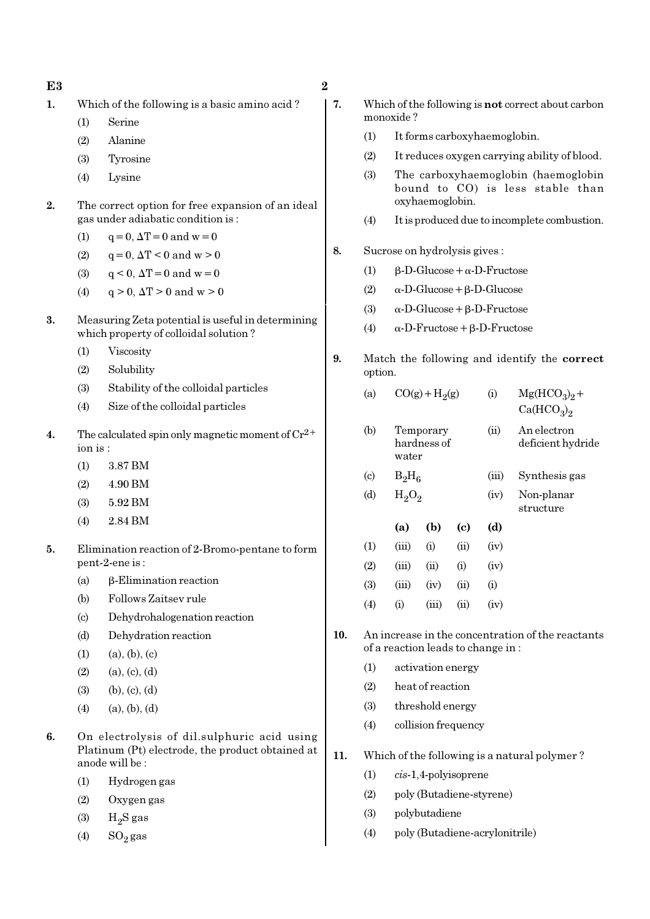1. Which of the following is a basic amino acid ?
   (1) Serine
   (2) Alanine
   (3) Tyrosine
   (4) Lysine

2. The correct option for free expansion of an ideal gas under adiabatic condition is :
   (1) $q = 0, \Delta T = 0$ and $w = 0$
   (2) $q = 0, \Delta T < 0$ and $w > 0$
   (3) $q < 0, \Delta T = 0$ and $w = 0$
   (4) $q > 0, \Delta T > 0$ and $w > 0$

3. Measuring Zeta potential is useful in determining which property of colloidal solution ?
   (1) Viscosity
   (2) Solubility
   (3) Stability of the colloidal particles
   (4) Size of the colloidal particles

4. The calculated spin only magnetic moment of $Cr^{2+}$ ion is :
   (1) 3.87 BM
   (2) 4.90 BM
   (3) 5.92 BM
   (4) 2.84 BM

5. Elimination reaction of 2-Bromo-pentane to form pent-2-ene is :
   (a) β-Elimination reaction
   (b) Follows Zaitsev rule
   (c) Dehydrohalogenation reaction
   (d) Dehydration reaction
   (1) (a), (b), (c)
   (2) (a), (c), (d)
   (3) (b), (c), (d)
   (4) (a), (b), (d)

6. On electrolysis of dil.sulphuric acid using Platinum (Pt) electrode, the product obtained at anode will be :
   (1) Hydrogen gas
   (2) Oxygen gas
   (3) $H_2S$ gas
   (4) $SO_2$ gas

7. Which of the following is **not** correct about carbon monoxide ?
   (1) It forms carboxyhaemoglobin.
   (2) It reduces oxygen carrying ability of blood.
   (3) The carboxyhaemoglobin (haemoglobin bound to CO) is less stable than oxyhaemoglobin.
   (4) It is produced due to incomplete combustion.

8. Sucrose on hydrolysis gives :
   (1) β-D-Glucose + α-D-Fructose
   (2) α-D-Glucose + β-D-Glucose
   (3) α-D-Glucose + β-D-Fructose
   (4) α-D-Fructose + β-D-Fructose

9. Match the following and identify the **correct** option.

| | | | |
|---|---|---|---|
| (a) | $CO(g) + H_2(g)$ | (i) | $Mg(HCO_3)_2 + Ca(HCO_3)_2$ |
| (b) | Temporary hardness of water | (ii) | An electron deficient hydride |
| (c) | $B_2H_6$ | (iii) | Synthesis gas |
| (d) | $H_2O_2$ | (iv) | Non-planar structure |

| | (a) | (b) | (c) | (d) |
|---|---|---|---|---|
| (1) | (iii) | (i) | (ii) | (iv) |
| (2) | (iii) | (ii) | (i) | (iv) |
| (3) | (iii) | (iv) | (ii) | (i) |
| (4) | (i) | (iii) | (ii) | (iv) |

10. An increase in the concentration of the reactants of a reaction leads to change in :
    (1) activation energy
    (2) heat of reaction
    (3) threshold energy
    (4) collision frequency

11. Which of the following is a natural polymer ?
    (1) *cis*-1,4-polyisoprene
    (2) poly (Butadiene-styrene)
    (3) polybutadiene
    (4) poly (Butadiene-acrylonitrile)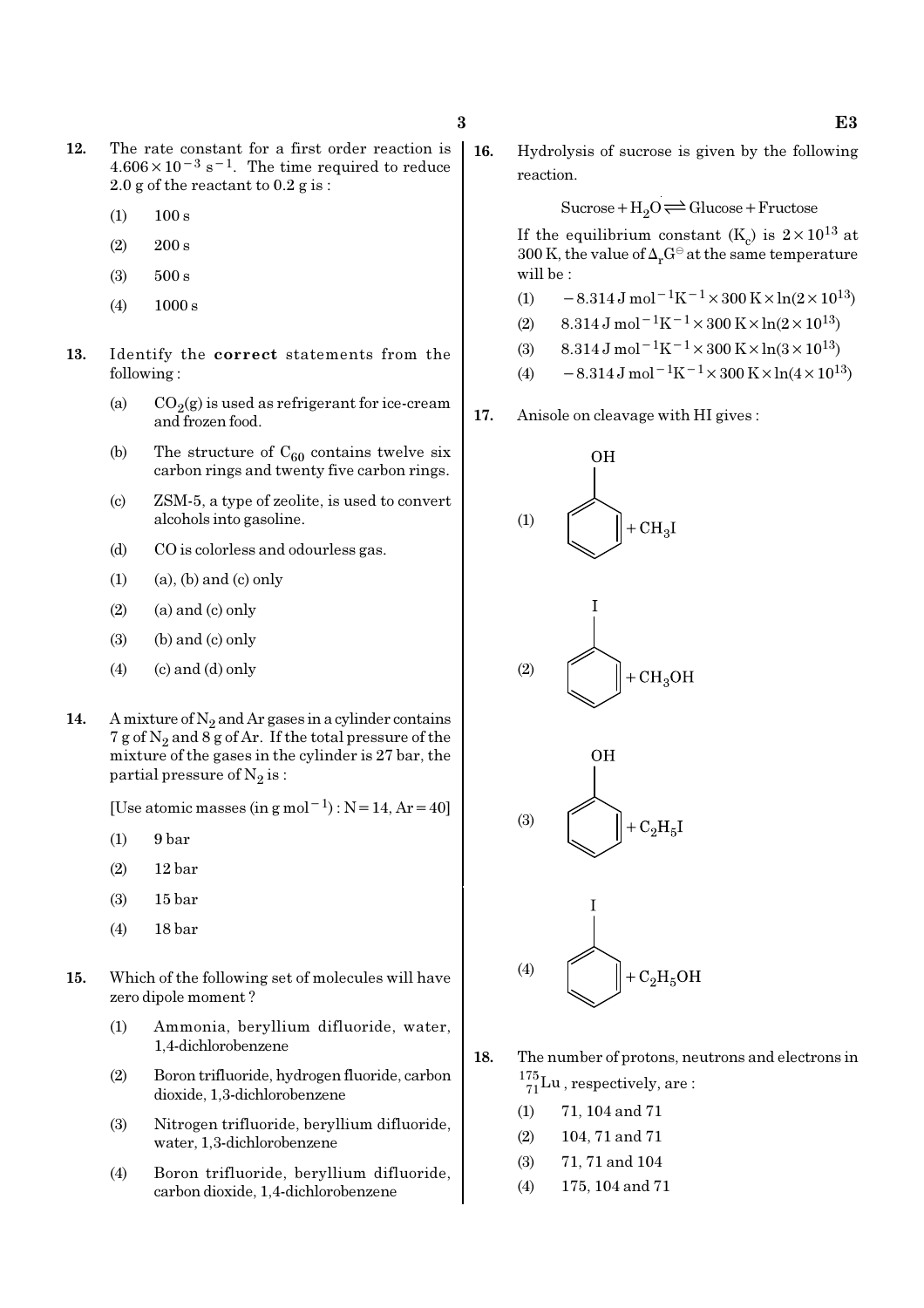12. The rate constant for a first order reaction is $4.606 \times 10^{-3}\ s^{-1}$. The time required to reduce 2.0 g of the reactant to 0.2 g is :

(1) 100 s

(2) 200 s

(3) 500 s

(4) 1000 s

13. Identify the **correct** statements from the following :

(a) $CO_2(g)$ is used as refrigerant for ice-cream and frozen food.

(b) The structure of $C_{60}$ contains twelve six carbon rings and twenty five carbon rings.

(c) ZSM-5, a type of zeolite, is used to convert alcohols into gasoline.

(d) CO is colorless and odourless gas.

(1) (a), (b) and (c) only

(2) (a) and (c) only

(3) (b) and (c) only

(4) (c) and (d) only

14. A mixture of $N_2$ and Ar gases in a cylinder contains 7 g of $N_2$ and 8 g of Ar. If the total pressure of the mixture of the gases in the cylinder is 27 bar, the partial pressure of $N_2$ is :

[Use atomic masses (in $g\ mol^{-1}$) : N = 14, Ar = 40]

(1) 9 bar

(2) 12 bar

(3) 15 bar

(4) 18 bar

15. Which of the following set of molecules will have zero dipole moment ?

(1) Ammonia, beryllium difluoride, water, 1,4-dichlorobenzene

(2) Boron trifluoride, hydrogen fluoride, carbon dioxide, 1,3-dichlorobenzene

(3) Nitrogen trifluoride, beryllium difluoride, water, 1,3-dichlorobenzene

(4) Boron trifluoride, beryllium difluoride, carbon dioxide, 1,4-dichlorobenzene

16. Hydrolysis of sucrose is given by the following reaction.

$$\text{Sucrose} + H_2O \rightleftharpoons \text{Glucose} + \text{Fructose}$$

If the equilibrium constant ($K_c$) is $2 \times 10^{13}$ at 300 K, the value of $\Delta_r G^\ominus$ at the same temperature will be :

(1) $-8.314\ J\ mol^{-1}K^{-1} \times 300\ K \times \ln(2 \times 10^{13})$

(2) $8.314\ J\ mol^{-1}K^{-1} \times 300\ K \times \ln(2 \times 10^{13})$

(3) $8.314\ J\ mol^{-1}K^{-1} \times 300\ K \times \ln(3 \times 10^{13})$

(4) $-8.314\ J\ mol^{-1}K^{-1} \times 300\ K \times \ln(4 \times 10^{13})$

17. Anisole on cleavage with HI gives :

(1) $C_6H_5OH$ (phenol) + $CH_3I$

(2) $C_6H_5I$ (iodobenzene) + $CH_3OH$

(3) $C_6H_5OH$ (phenol) + $C_2H_5I$

(4) $C_6H_5I$ (iodobenzene) + $C_2H_5OH$

18. The number of protons, neutrons and electrons in $^{175}_{71}Lu$, respectively, are :

(1) 71, 104 and 71

(2) 104, 71 and 71

(3) 71, 71 and 104

(4) 175, 104 and 71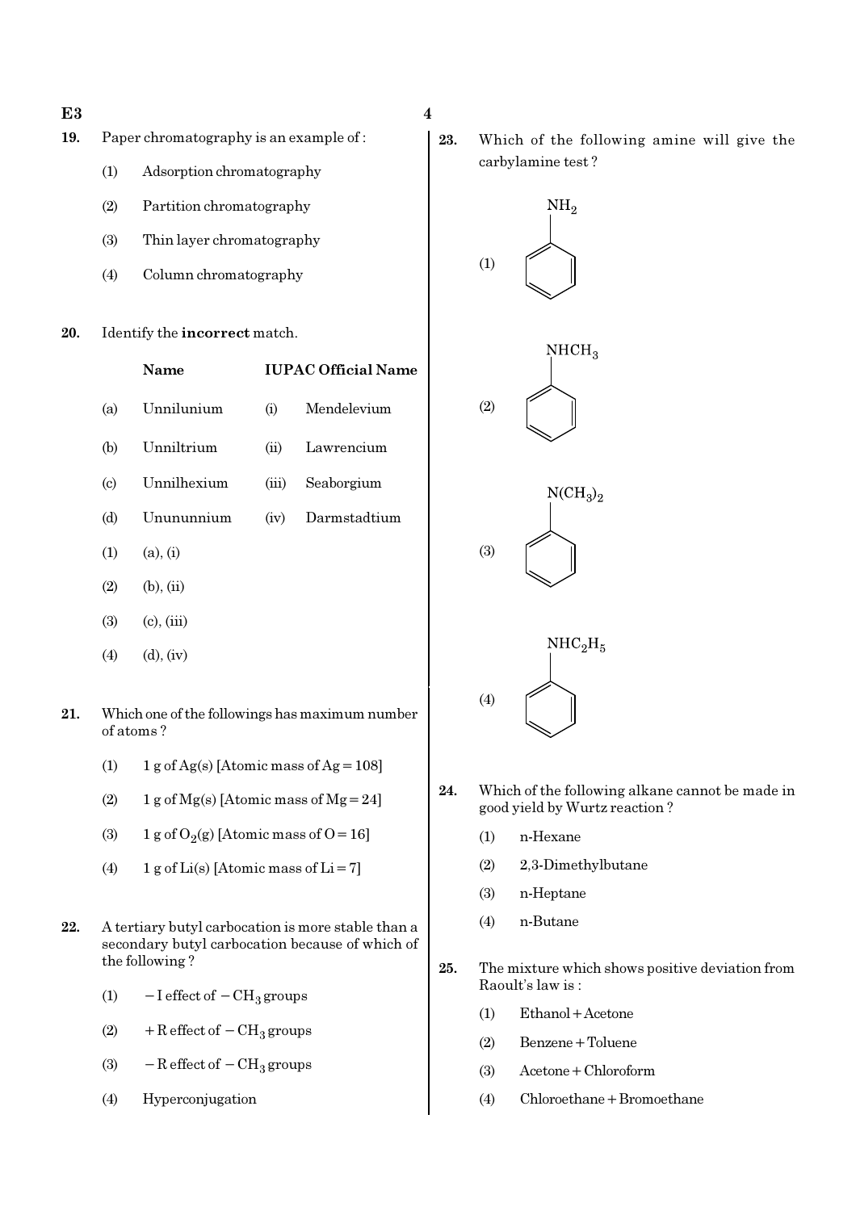**19.** Paper chromatography is an example of :

(1) Adsorption chromatography

(2) Partition chromatography

(3) Thin layer chromatography

(4) Column chromatography

**20.** Identify the **incorrect** match.

| | Name | | IUPAC Official Name |
|---|---|---|---|
| (a) | Unnilunium | (i) | Mendelevium |
| (b) | Unniltrium | (ii) | Lawrencium |
| (c) | Unnilhexium | (iii) | Seaborgium |
| (d) | Unununnium | (iv) | Darmstadtium |

(1) (a), (i)

(2) (b), (ii)

(3) (c), (iii)

(4) (d), (iv)

**21.** Which one of the followings has maximum number of atoms ?

(1) 1 g of Ag(s) [Atomic mass of Ag = 108]

(2) 1 g of Mg(s) [Atomic mass of Mg = 24]

(3) 1 g of $O_2$(g) [Atomic mass of O = 16]

(4) 1 g of Li(s) [Atomic mass of Li = 7]

**22.** A tertiary butyl carbocation is more stable than a secondary butyl carbocation because of which of the following ?

(1) $-$I effect of $-CH_3$ groups

(2) +R effect of $-CH_3$ groups

(3) $-$R effect of $-CH_3$ groups

(4) Hyperconjugation

**23.** Which of the following amine will give the carbylamine test ?

(1) $C_6H_5NH_2$ (benzene ring with $NH_2$)

(2) $C_6H_5NHCH_3$ (benzene ring with $NHCH_3$)

(3) $C_6H_5N(CH_3)_2$ (benzene ring with $N(CH_3)_2$)

(4) $C_6H_5NHC_2H_5$ (benzene ring with $NHC_2H_5$)

**24.** Which of the following alkane cannot be made in good yield by Wurtz reaction ?

(1) n-Hexane

(2) 2,3-Dimethylbutane

(3) n-Heptane

(4) n-Butane

**25.** The mixture which shows positive deviation from Raoult's law is :

(1) Ethanol + Acetone

(2) Benzene + Toluene

(3) Acetone + Chloroform

(4) Chloroethane + Bromoethane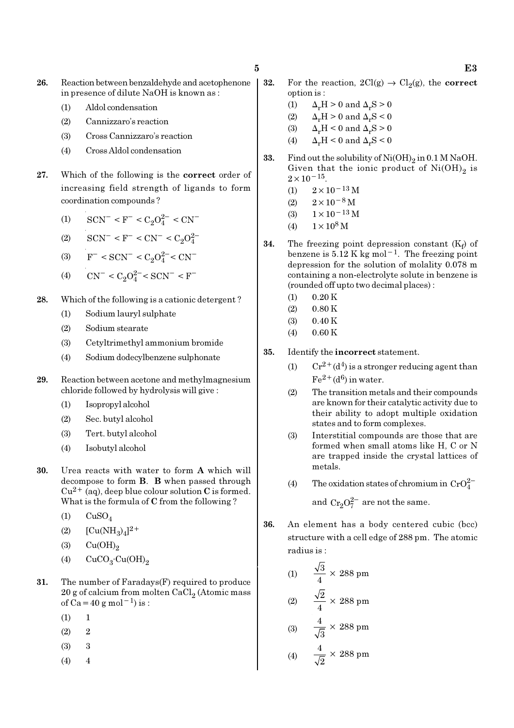26. Reaction between benzaldehyde and acetophenone in presence of dilute NaOH is known as :

 (1) Aldol condensation
 (2) Cannizzaro's reaction
 (3) Cross Cannizzaro's reaction
 (4) Cross Aldol condensation

27. Which of the following is the **correct** order of increasing field strength of ligands to form coordination compounds ?

 (1) $SCN^- < F^- < C_2O_4^{2-} < CN^-$
 (2) $SCN^- < F^- < CN^- < C_2O_4^{2-}$
 (3) $F^- < SCN^- < C_2O_4^{2-} < CN^-$
 (4) $CN^- < C_2O_4^{2-} < SCN^- < F^-$

28. Which of the following is a cationic detergent ?

 (1) Sodium lauryl sulphate
 (2) Sodium stearate
 (3) Cetyltrimethyl ammonium bromide
 (4) Sodium dodecylbenzene sulphonate

29. Reaction between acetone and methylmagnesium chloride followed by hydrolysis will give :

 (1) Isopropyl alcohol
 (2) Sec. butyl alcohol
 (3) Tert. butyl alcohol
 (4) Isobutyl alcohol

30. Urea reacts with water to form **A** which will decompose to form **B**. **B** when passed through $Cu^{2+}$ (aq), deep blue colour solution **C** is formed. What is the formula of **C** from the following ?

 (1) $CuSO_4$
 (2) $[Cu(NH_3)_4]^{2+}$
 (3) $Cu(OH)_2$
 (4) $CuCO_3 \cdot Cu(OH)_2$

31. The number of Faradays(F) required to produce 20 g of calcium from molten $CaCl_2$ (Atomic mass of Ca = 40 g mol$^{-1}$) is :

 (1) 1
 (2) 2
 (3) 3
 (4) 4

32. For the reaction, $2Cl(g) \rightarrow Cl_2(g)$, the **correct** option is :

 (1) $\Delta_r H > 0$ and $\Delta_r S > 0$
 (2) $\Delta_r H > 0$ and $\Delta_r S < 0$
 (3) $\Delta_r H < 0$ and $\Delta_r S > 0$
 (4) $\Delta_r H < 0$ and $\Delta_r S < 0$

33. Find out the solubility of $Ni(OH)_2$ in 0.1 M NaOH. Given that the ionic product of $Ni(OH)_2$ is $2 \times 10^{-15}$.

 (1) $2 \times 10^{-13}$ M
 (2) $2 \times 10^{-8}$ M
 (3) $1 \times 10^{-13}$ M
 (4) $1 \times 10^{8}$ M

34. The freezing point depression constant ($K_f$) of benzene is 5.12 K kg mol$^{-1}$. The freezing point depression for the solution of molality 0.078 m containing a non-electrolyte solute in benzene is (rounded off upto two decimal places) :

 (1) 0.20 K
 (2) 0.80 K
 (3) 0.40 K
 (4) 0.60 K

35. Identify the **incorrect** statement.

 (1) $Cr^{2+}(d^4)$ is a stronger reducing agent than $Fe^{2+}(d^6)$ in water.
 (2) The transition metals and their compounds are known for their catalytic activity due to their ability to adopt multiple oxidation states and to form complexes.
 (3) Interstitial compounds are those that are formed when small atoms like H, C or N are trapped inside the crystal lattices of metals.
 (4) The oxidation states of chromium in $CrO_4^{2-}$ and $Cr_2O_7^{2-}$ are not the same.

36. An element has a body centered cubic (bcc) structure with a cell edge of 288 pm. The atomic radius is :

 (1) $\frac{\sqrt{3}}{4} \times 288$ pm
 (2) $\frac{\sqrt{2}}{4} \times 288$ pm
 (3) $\frac{4}{\sqrt{3}} \times 288$ pm
 (4) $\frac{4}{\sqrt{2}} \times 288$ pm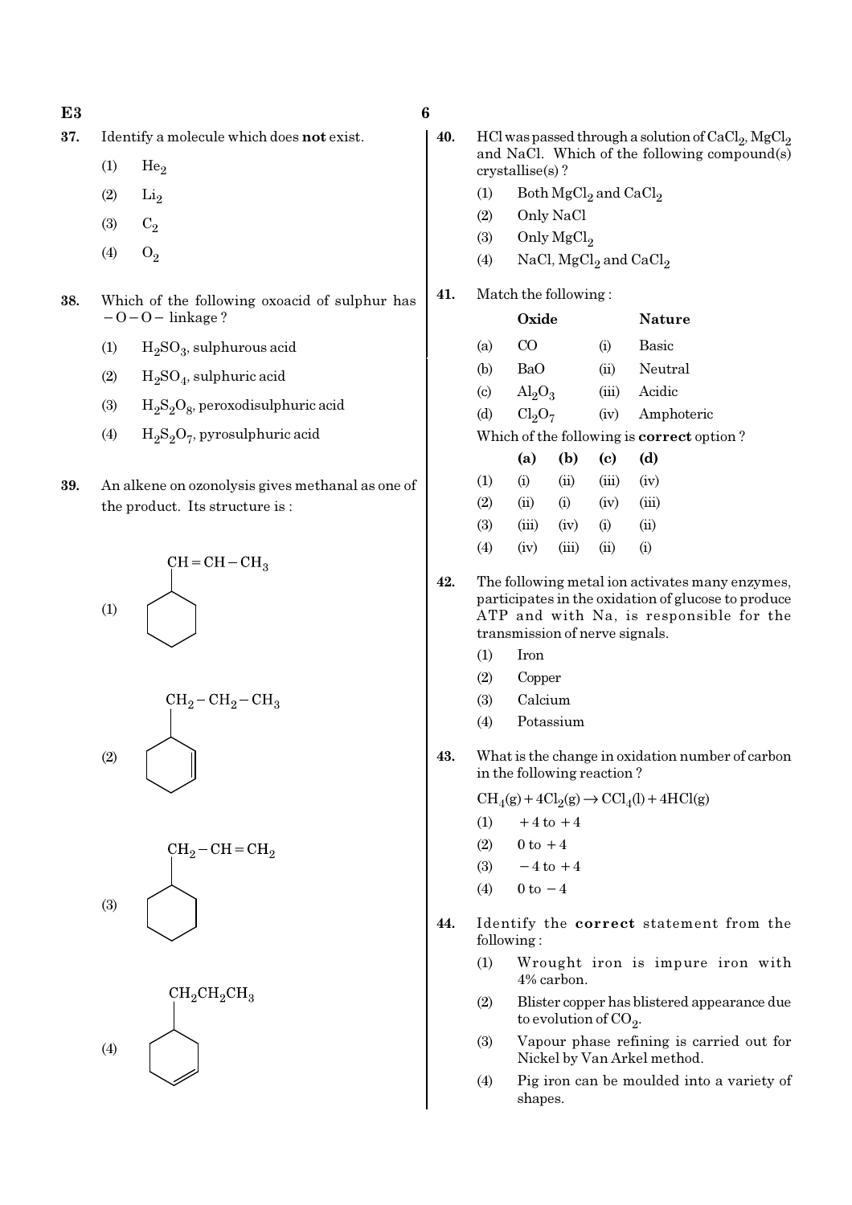37. Identify a molecule which does **not** exist.

(1) $He_2$

(2) $Li_2$

(3) $C_2$

(4) $O_2$

38. Which of the following oxoacid of sulphur has $-O-O-$ linkage ?

(1) $H_2SO_3$, sulphurous acid

(2) $H_2SO_4$, sulphuric acid

(3) $H_2S_2O_8$, peroxodisulphuric acid

(4) $H_2S_2O_7$, pyrosulphuric acid

39. An alkene on ozonolysis gives methanal as one of the product. Its structure is :

(1) Cyclohexane ring with substituent $CH=CH-CH_3$

(2) Cyclohexene ring with substituent $CH_2-CH_2-CH_3$

(3) Cyclohexane ring with substituent $CH_2-CH=CH_2$

(4) Cyclohexene ring with substituent $CH_2CH_2CH_3$

40. HCl was passed through a solution of $CaCl_2$, $MgCl_2$ and NaCl. Which of the following compound(s) crystallise(s) ?

(1) Both $MgCl_2$ and $CaCl_2$

(2) Only NaCl

(3) Only $MgCl_2$

(4) NaCl, $MgCl_2$ and $CaCl_2$

41. Match the following :

| | Oxide | | Nature |
|---|---|---|---|
| (a) | CO | (i) | Basic |
| (b) | BaO | (ii) | Neutral |
| (c) | $Al_2O_3$ | (iii) | Acidic |
| (d) | $Cl_2O_7$ | (iv) | Amphoteric |

Which of the following is **correct** option ?

| | **(a)** | **(b)** | **(c)** | **(d)** |
|---|---|---|---|---|
| (1) | (i) | (ii) | (iii) | (iv) |
| (2) | (ii) | (i) | (iv) | (iii) |
| (3) | (iii) | (iv) | (i) | (ii) |
| (4) | (iv) | (iii) | (ii) | (i) |

42. The following metal ion activates many enzymes, participates in the oxidation of glucose to produce ATP and with Na, is responsible for the transmission of nerve signals.

(1) Iron

(2) Copper

(3) Calcium

(4) Potassium

43. What is the change in oxidation number of carbon in the following reaction ?

$$CH_4(g)+4Cl_2(g) \rightarrow CCl_4(l)+4HCl(g)$$

(1) $+4$ to $+4$

(2) $0$ to $+4$

(3) $-4$ to $+4$

(4) $0$ to $-4$

44. Identify the **correct** statement from the following :

(1) Wrought iron is impure iron with 4% carbon.

(2) Blister copper has blistered appearance due to evolution of $CO_2$.

(3) Vapour phase refining is carried out for Nickel by Van Arkel method.

(4) Pig iron can be moulded into a variety of shapes.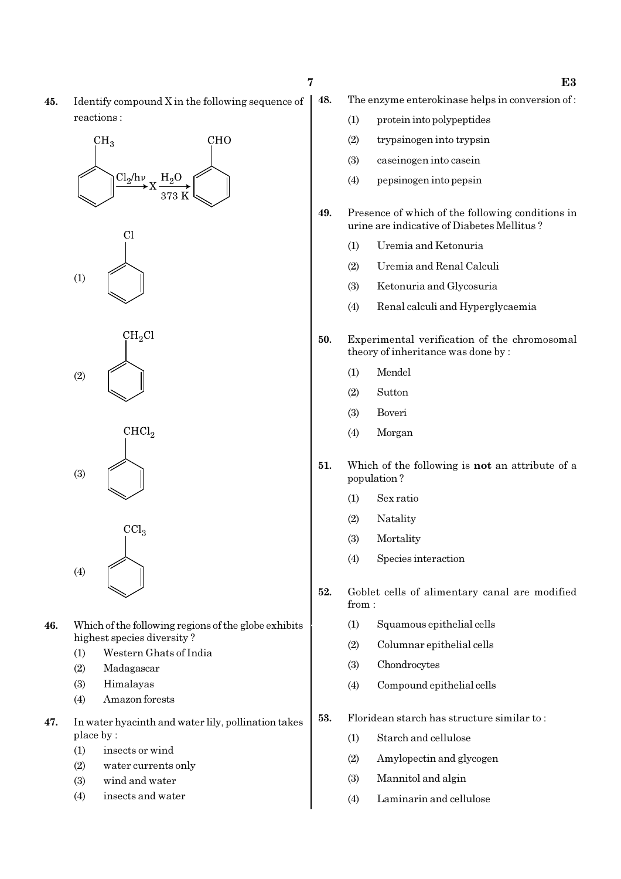45. Identify compound X in the following sequence of reactions :

$$C_6H_5CH_3 \xrightarrow{Cl_2/h\nu} X \xrightarrow[373\ K]{H_2O} C_6H_5CHO$$

(1) $C_6H_5Cl$

(2) $C_6H_5CH_2Cl$

(3) $C_6H_5CHCl_2$

(4) $C_6H_5CCl_3$

46. Which of the following regions of the globe exhibits highest species diversity ?

(1) Western Ghats of India
(2) Madagascar
(3) Himalayas
(4) Amazon forests

47. In water hyacinth and water lily, pollination takes place by :

(1) insects or wind
(2) water currents only
(3) wind and water
(4) insects and water

48. The enzyme enterokinase helps in conversion of :

(1) protein into polypeptides
(2) trypsinogen into trypsin
(3) caseinogen into casein
(4) pepsinogen into pepsin

49. Presence of which of the following conditions in urine are indicative of Diabetes Mellitus ?

(1) Uremia and Ketonuria
(2) Uremia and Renal Calculi
(3) Ketonuria and Glycosuria
(4) Renal calculi and Hyperglycaemia

50. Experimental verification of the chromosomal theory of inheritance was done by :

(1) Mendel
(2) Sutton
(3) Boveri
(4) Morgan

51. Which of the following is **not** an attribute of a population ?

(1) Sex ratio
(2) Natality
(3) Mortality
(4) Species interaction

52. Goblet cells of alimentary canal are modified from :

(1) Squamous epithelial cells
(2) Columnar epithelial cells
(3) Chondrocytes
(4) Compound epithelial cells

53. Floridean starch has structure similar to :

(1) Starch and cellulose
(2) Amylopectin and glycogen
(3) Mannitol and algin
(4) Laminarin and cellulose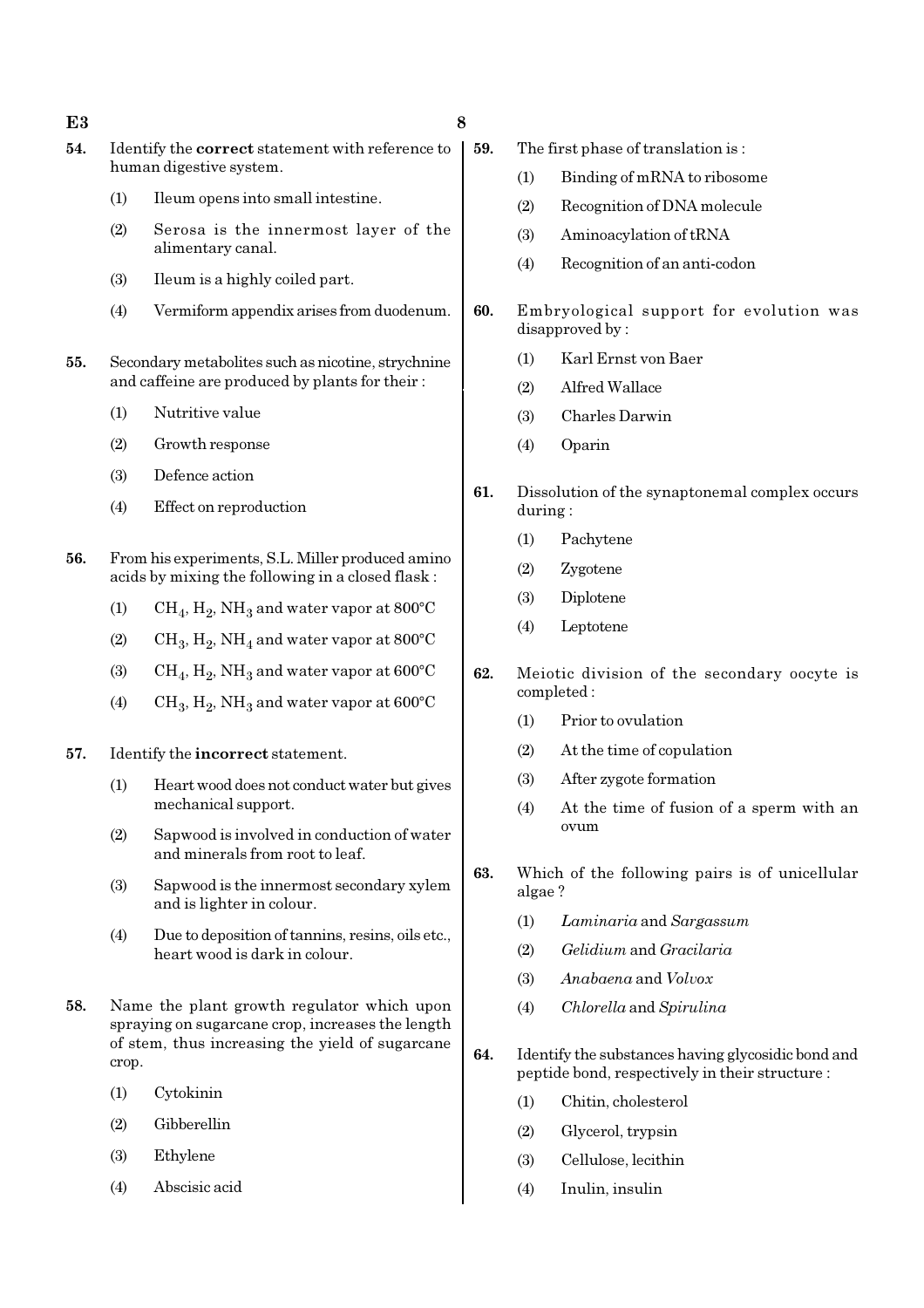54. Identify the **correct** statement with reference to human digestive system.

(1) Ileum opens into small intestine.

(2) Serosa is the innermost layer of the alimentary canal.

(3) Ileum is a highly coiled part.

(4) Vermiform appendix arises from duodenum.

55. Secondary metabolites such as nicotine, strychnine and caffeine are produced by plants for their :

(1) Nutritive value

(2) Growth response

(3) Defence action

(4) Effect on reproduction

56. From his experiments, S.L. Miller produced amino acids by mixing the following in a closed flask :

(1) $CH_4$, $H_2$, $NH_3$ and water vapor at 800°C

(2) $CH_3$, $H_2$, $NH_4$ and water vapor at 800°C

(3) $CH_4$, $H_2$, $NH_3$ and water vapor at 600°C

(4) $CH_3$, $H_2$, $NH_3$ and water vapor at 600°C

57. Identify the **incorrect** statement.

(1) Heart wood does not conduct water but gives mechanical support.

(2) Sapwood is involved in conduction of water and minerals from root to leaf.

(3) Sapwood is the innermost secondary xylem and is lighter in colour.

(4) Due to deposition of tannins, resins, oils etc., heart wood is dark in colour.

58. Name the plant growth regulator which upon spraying on sugarcane crop, increases the length of stem, thus increasing the yield of sugarcane crop.

(1) Cytokinin

(2) Gibberellin

(3) Ethylene

(4) Abscisic acid

59. The first phase of translation is :

(1) Binding of mRNA to ribosome

(2) Recognition of DNA molecule

(3) Aminoacylation of tRNA

(4) Recognition of an anti-codon

60. Embryological support for evolution was disapproved by :

(1) Karl Ernst von Baer

(2) Alfred Wallace

(3) Charles Darwin

(4) Oparin

61. Dissolution of the synaptonemal complex occurs during :

(1) Pachytene

(2) Zygotene

(3) Diplotene

(4) Leptotene

62. Meiotic division of the secondary oocyte is completed :

(1) Prior to ovulation

(2) At the time of copulation

(3) After zygote formation

(4) At the time of fusion of a sperm with an ovum

63. Which of the following pairs is of unicellular algae ?

(1) *Laminaria* and *Sargassum*

(2) *Gelidium* and *Gracilaria*

(3) *Anabaena* and *Volvox*

(4) *Chlorella* and *Spirulina*

64. Identify the substances having glycosidic bond and peptide bond, respectively in their structure :

(1) Chitin, cholesterol

(2) Glycerol, trypsin

(3) Cellulose, lecithin

(4) Inulin, insulin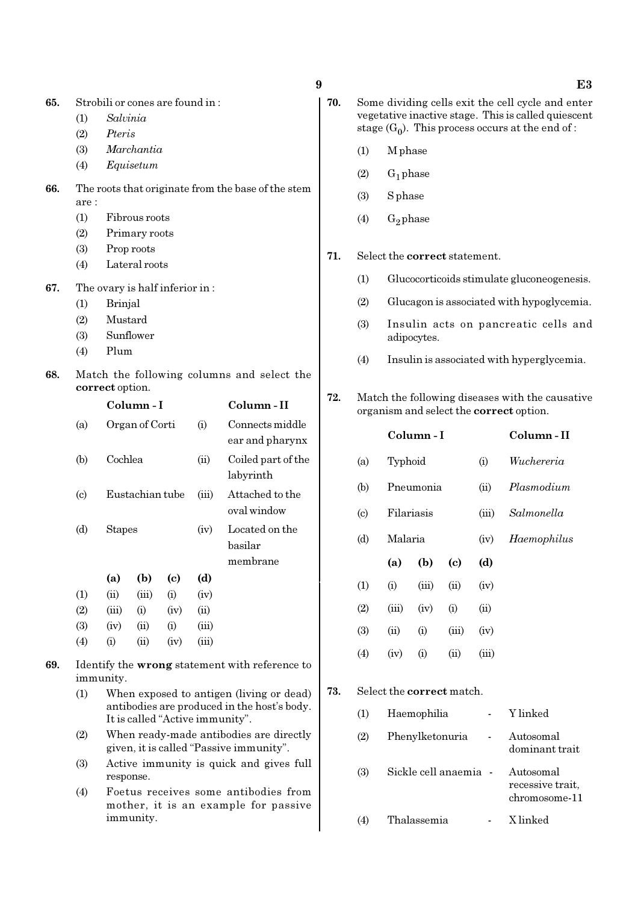**65.** Strobili or cones are found in :

(1) *Salvinia*
(2) *Pteris*
(3) *Marchantia*
(4) *Equisetum*

**66.** The roots that originate from the base of the stem are :

(1) Fibrous roots
(2) Primary roots
(3) Prop roots
(4) Lateral roots

**67.** The ovary is half inferior in :

(1) Brinjal
(2) Mustard
(3) Sunflower
(4) Plum

**68.** Match the following columns and select the **correct** option.

| | Column - I | | Column - II |
|---|---|---|---|
| (a) | Organ of Corti | (i) | Connects middle ear and pharynx |
| (b) | Cochlea | (ii) | Coiled part of the labyrinth |
| (c) | Eustachian tube | (iii) | Attached to the oval window |
| (d) | Stapes | (iv) | Located on the basilar membrane |

| | (a) | (b) | (c) | (d) |
|---|---|---|---|---|
| (1) | (ii) | (iii) | (i) | (iv) |
| (2) | (iii) | (i) | (iv) | (ii) |
| (3) | (iv) | (ii) | (i) | (iii) |
| (4) | (i) | (ii) | (iv) | (iii) |

**69.** Identify the **wrong** statement with reference to immunity.

(1) When exposed to antigen (living or dead) antibodies are produced in the host's body. It is called "Active immunity".
(2) When ready-made antibodies are directly given, it is called "Passive immunity".
(3) Active immunity is quick and gives full response.
(4) Foetus receives some antibodies from mother, it is an example for passive immunity.

**70.** Some dividing cells exit the cell cycle and enter vegetative inactive stage. This is called quiescent stage ($G_0$). This process occurs at the end of :

(1) M phase
(2) $G_1$ phase
(3) S phase
(4) $G_2$ phase

**71.** Select the **correct** statement.

(1) Glucocorticoids stimulate gluconeogenesis.
(2) Glucagon is associated with hypoglycemia.
(3) Insulin acts on pancreatic cells and adipocytes.
(4) Insulin is associated with hyperglycemia.

**72.** Match the following diseases with the causative organism and select the **correct** option.

| | Column - I | | Column - II |
|---|---|---|---|
| (a) | Typhoid | (i) | *Wuchereria* |
| (b) | Pneumonia | (ii) | *Plasmodium* |
| (c) | Filariasis | (iii) | *Salmonella* |
| (d) | Malaria | (iv) | *Haemophilus* |

| | (a) | (b) | (c) | (d) |
|---|---|---|---|---|
| (1) | (i) | (iii) | (ii) | (iv) |
| (2) | (iii) | (iv) | (i) | (ii) |
| (3) | (ii) | (i) | (iii) | (iv) |
| (4) | (iv) | (i) | (ii) | (iii) |

**73.** Select the **correct** match.

(1) Haemophilia - Y linked
(2) Phenylketonuria - Autosomal dominant trait
(3) Sickle cell anaemia - Autosomal recessive trait, chromosome-11
(4) Thalassemia - X linked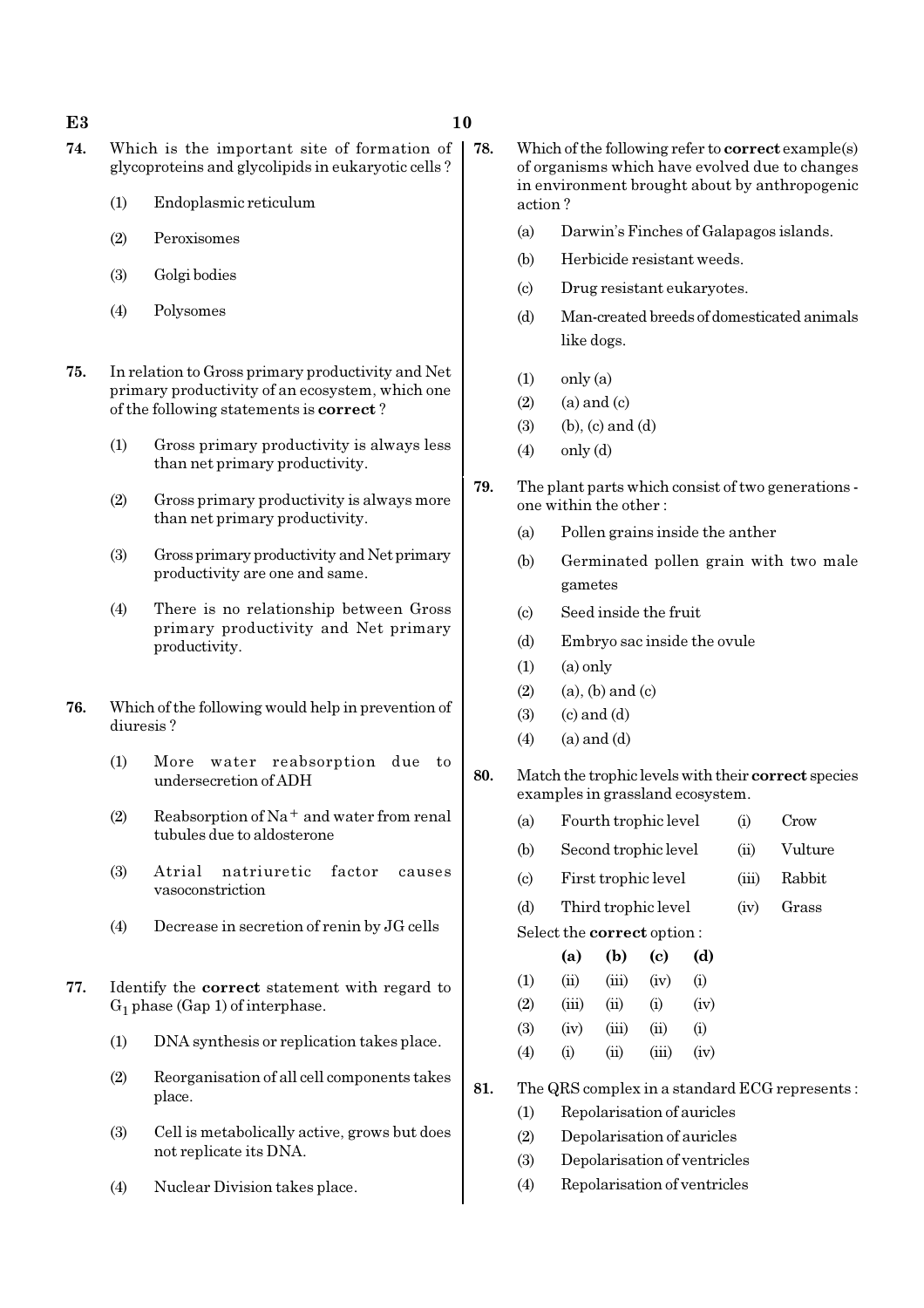74. Which is the important site of formation of glycoproteins and glycolipids in eukaryotic cells ?

(1) Endoplasmic reticulum

(2) Peroxisomes

(3) Golgi bodies

(4) Polysomes

75. In relation to Gross primary productivity and Net primary productivity of an ecosystem, which one of the following statements is **correct** ?

(1) Gross primary productivity is always less than net primary productivity.

(2) Gross primary productivity is always more than net primary productivity.

(3) Gross primary productivity and Net primary productivity are one and same.

(4) There is no relationship between Gross primary productivity and Net primary productivity.

76. Which of the following would help in prevention of diuresis ?

(1) More water reabsorption due to undersecretion of ADH

(2) Reabsorption of $Na^+$ and water from renal tubules due to aldosterone

(3) Atrial natriuretic factor causes vasoconstriction

(4) Decrease in secretion of renin by JG cells

77. Identify the **correct** statement with regard to $G_1$ phase (Gap 1) of interphase.

(1) DNA synthesis or replication takes place.

(2) Reorganisation of all cell components takes place.

(3) Cell is metabolically active, grows but does not replicate its DNA.

(4) Nuclear Division takes place.

78. Which of the following refer to **correct** example(s) of organisms which have evolved due to changes in environment brought about by anthropogenic action ?

(a) Darwin's Finches of Galapagos islands.

(b) Herbicide resistant weeds.

(c) Drug resistant eukaryotes.

(d) Man-created breeds of domesticated animals like dogs.

(1) only (a)

(2) (a) and (c)

(3) (b), (c) and (d)

(4) only (d)

79. The plant parts which consist of two generations - one within the other :

(a) Pollen grains inside the anther

(b) Germinated pollen grain with two male gametes

(c) Seed inside the fruit

(d) Embryo sac inside the ovule

(1) (a) only

(2) (a), (b) and (c)

(3) (c) and (d)

(4) (a) and (d)

80. Match the trophic levels with their **correct** species examples in grassland ecosystem.

| | | | |
|---|---|---|---|
| (a) | Fourth trophic level | (i) | Crow |
| (b) | Second trophic level | (ii) | Vulture |
| (c) | First trophic level | (iii) | Rabbit |
| (d) | Third trophic level | (iv) | Grass |

Select the **correct** option :

| | (a) | (b) | (c) | (d) |
|---|---|---|---|---|
| (1) | (ii) | (iii) | (iv) | (i) |
| (2) | (iii) | (ii) | (i) | (iv) |
| (3) | (iv) | (iii) | (ii) | (i) |
| (4) | (i) | (ii) | (iii) | (iv) |

81. The QRS complex in a standard ECG represents :

(1) Repolarisation of auricles

(2) Depolarisation of auricles

(3) Depolarisation of ventricles

(4) Repolarisation of ventricles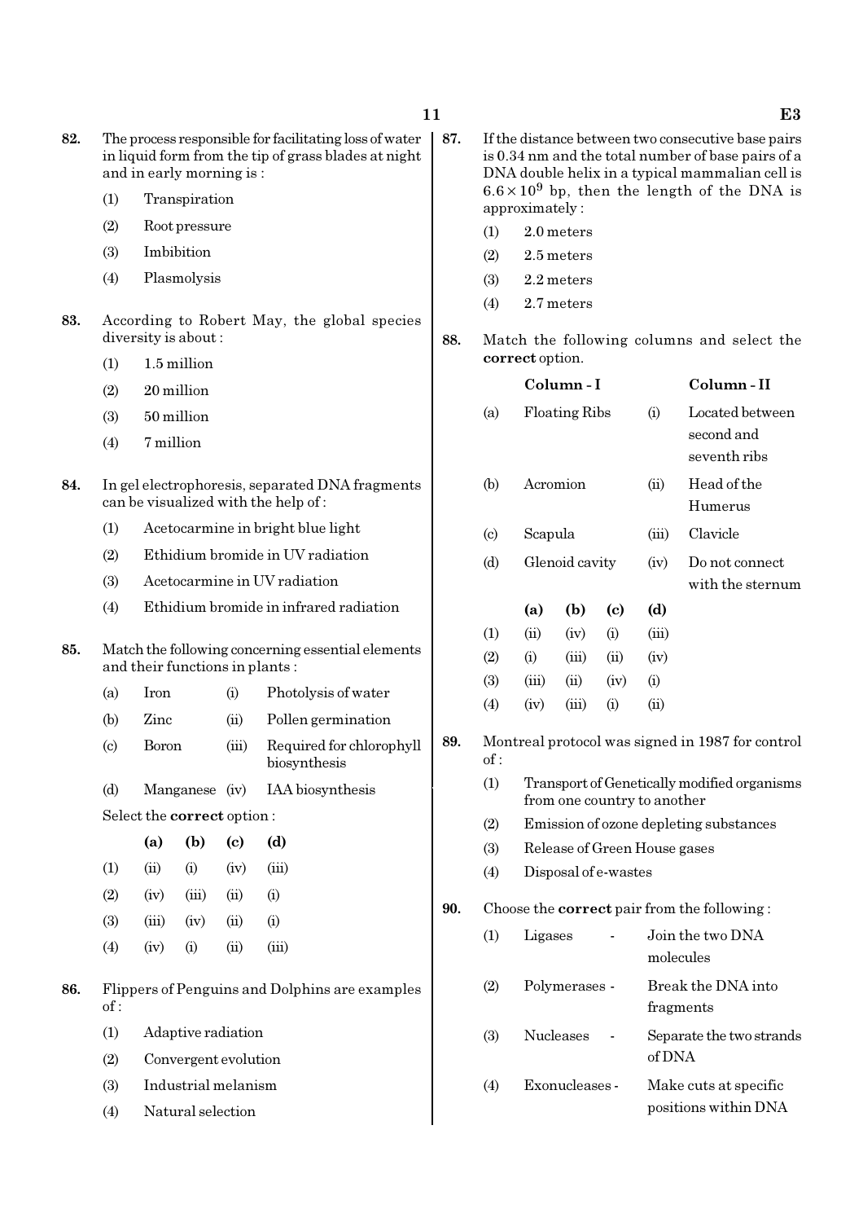**82.** The process responsible for facilitating loss of water in liquid form from the tip of grass blades at night and in early morning is :

(1) Transpiration

(2) Root pressure

(3) Imbibition

(4) Plasmolysis

**83.** According to Robert May, the global species diversity is about :

(1) 1.5 million

(2) 20 million

(3) 50 million

(4) 7 million

**84.** In gel electrophoresis, separated DNA fragments can be visualized with the help of :

(1) Acetocarmine in bright blue light

(2) Ethidium bromide in UV radiation

(3) Acetocarmine in UV radiation

(4) Ethidium bromide in infrared radiation

**85.** Match the following concerning essential elements and their functions in plants :

| | | | |
|---|---|---|---|
| (a) | Iron | (i) | Photolysis of water |
| (b) | Zinc | (ii) | Pollen germination |
| (c) | Boron | (iii) | Required for chlorophyll biosynthesis |
| (d) | Manganese | (iv) | IAA biosynthesis |

Select the **correct** option :

| | (a) | (b) | (c) | (d) |
|---|---|---|---|---|
| (1) | (ii) | (i) | (iv) | (iii) |
| (2) | (iv) | (iii) | (ii) | (i) |
| (3) | (iii) | (iv) | (ii) | (i) |
| (4) | (iv) | (i) | (ii) | (iii) |

**86.** Flippers of Penguins and Dolphins are examples of :

(1) Adaptive radiation

(2) Convergent evolution

(3) Industrial melanism

(4) Natural selection

**87.** If the distance between two consecutive base pairs is 0.34 nm and the total number of base pairs of a DNA double helix in a typical mammalian cell is $6.6 \times 10^9$ bp, then the length of the DNA is approximately :

(1) 2.0 meters

(2) 2.5 meters

(3) 2.2 meters

(4) 2.7 meters

**88.** Match the following columns and select the **correct** option.

| | Column - I | | Column - II |
|---|---|---|---|
| (a) | Floating Ribs | (i) | Located between second and seventh ribs |
| (b) | Acromion | (ii) | Head of the Humerus |
| (c) | Scapula | (iii) | Clavicle |
| (d) | Glenoid cavity | (iv) | Do not connect with the sternum |

| | (a) | (b) | (c) | (d) |
|---|---|---|---|---|
| (1) | (ii) | (iv) | (i) | (iii) |
| (2) | (i) | (iii) | (ii) | (iv) |
| (3) | (iii) | (ii) | (iv) | (i) |
| (4) | (iv) | (iii) | (i) | (ii) |

**89.** Montreal protocol was signed in 1987 for control of :

(1) Transport of Genetically modified organisms from one country to another

(2) Emission of ozone depleting substances

(3) Release of Green House gases

(4) Disposal of e-wastes

**90.** Choose the **correct** pair from the following :

(1) Ligases - Join the two DNA molecules

(2) Polymerases - Break the DNA into fragments

(3) Nucleases - Separate the two strands of DNA

(4) Exonucleases - Make cuts at specific positions within DNA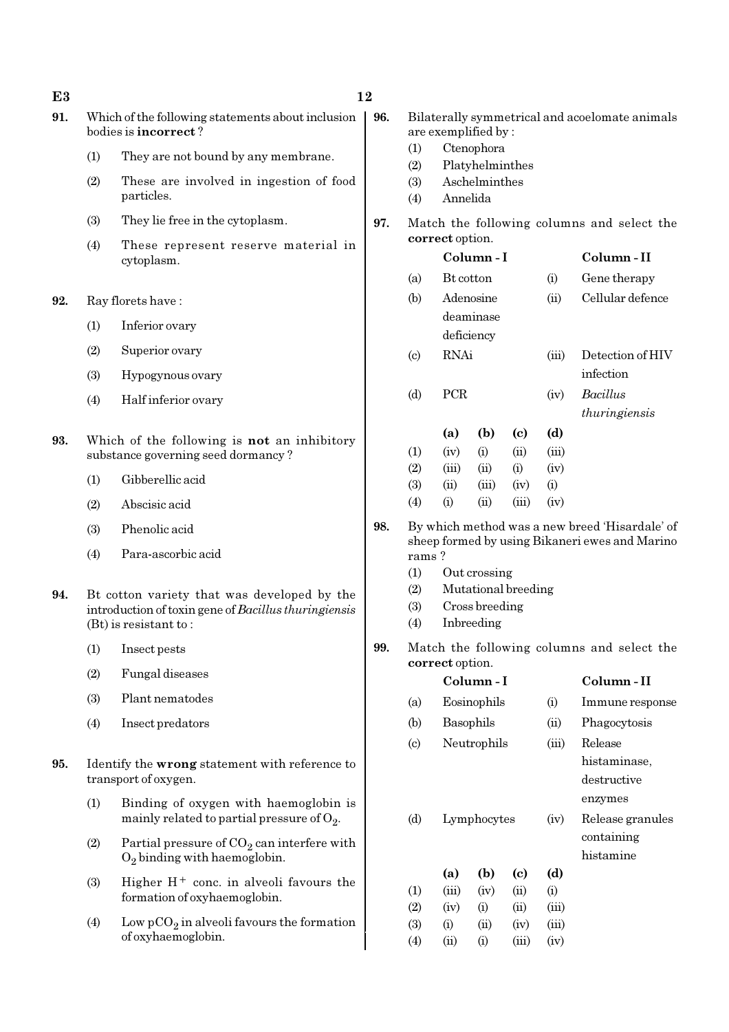91. Which of the following statements about inclusion bodies is **incorrect** ?

(1) They are not bound by any membrane.

(2) These are involved in ingestion of food particles.

(3) They lie free in the cytoplasm.

(4) These represent reserve material in cytoplasm.

92. Ray florets have :

(1) Inferior ovary

(2) Superior ovary

(3) Hypogynous ovary

(4) Half inferior ovary

93. Which of the following is **not** an inhibitory substance governing seed dormancy ?

(1) Gibberellic acid

(2) Abscisic acid

(3) Phenolic acid

(4) Para-ascorbic acid

94. Bt cotton variety that was developed by the introduction of toxin gene of *Bacillus thuringiensis* (Bt) is resistant to :

(1) Insect pests

(2) Fungal diseases

(3) Plant nematodes

(4) Insect predators

95. Identify the **wrong** statement with reference to transport of oxygen.

(1) Binding of oxygen with haemoglobin is mainly related to partial pressure of $O_2$.

(2) Partial pressure of $CO_2$ can interfere with $O_2$ binding with haemoglobin.

(3) Higher $H^+$ conc. in alveoli favours the formation of oxyhaemoglobin.

(4) Low $pCO_2$ in alveoli favours the formation of oxyhaemoglobin.

96. Bilaterally symmetrical and acoelomate animals are exemplified by :

(1) Ctenophora

(2) Platyhelminthes

(3) Aschelminthes

(4) Annelida

97. Match the following columns and select the **correct** option.

| | Column - I | | Column - II |
|---|---|---|---|
| (a) | Bt cotton | (i) | Gene therapy |
| (b) | Adenosine deaminase deficiency | (ii) | Cellular defence |
| (c) | RNAi | (iii) | Detection of HIV infection |
| (d) | PCR | (iv) | *Bacillus thuringiensis* |

| | (a) | (b) | (c) | (d) |
|---|---|---|---|---|
| (1) | (iv) | (i) | (ii) | (iii) |
| (2) | (iii) | (ii) | (i) | (iv) |
| (3) | (ii) | (iii) | (iv) | (i) |
| (4) | (i) | (ii) | (iii) | (iv) |

98. By which method was a new breed 'Hisardale' of sheep formed by using Bikaneri ewes and Marino rams ?

(1) Out crossing

(2) Mutational breeding

(3) Cross breeding

(4) Inbreeding

99. Match the following columns and select the **correct** option.

| | Column - I | | Column - II |
|---|---|---|---|
| (a) | Eosinophils | (i) | Immune response |
| (b) | Basophils | (ii) | Phagocytosis |
| (c) | Neutrophils | (iii) | Release histaminase, destructive enzymes |
| (d) | Lymphocytes | (iv) | Release granules containing histamine |

| | (a) | (b) | (c) | (d) |
|---|---|---|---|---|
| (1) | (iii) | (iv) | (ii) | (i) |
| (2) | (iv) | (i) | (ii) | (iii) |
| (3) | (i) | (ii) | (iv) | (iii) |
| (4) | (ii) | (i) | (iii) | (iv) |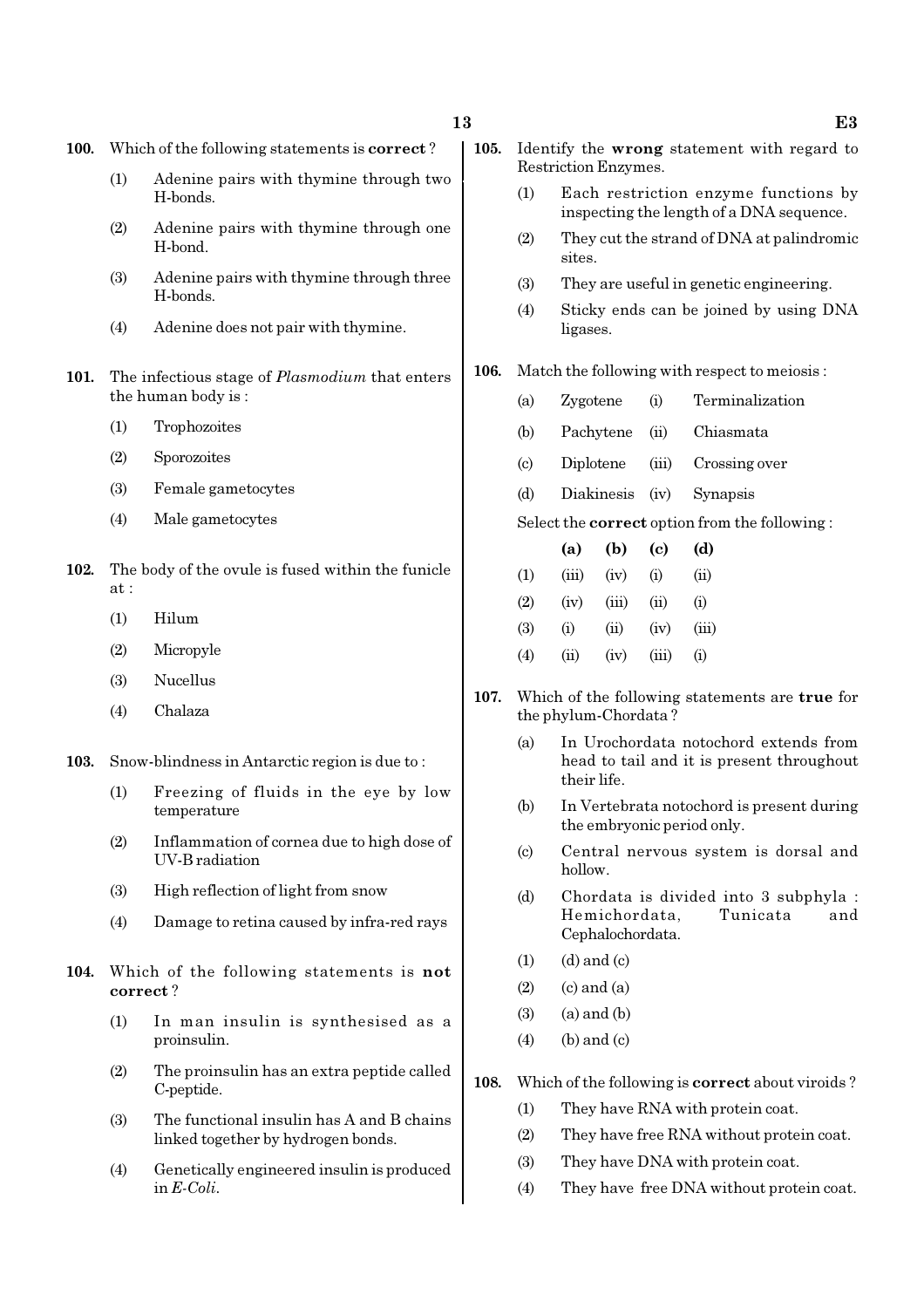100. Which of the following statements is **correct** ?

(1) Adenine pairs with thymine through two H-bonds.

(2) Adenine pairs with thymine through one H-bond.

(3) Adenine pairs with thymine through three H-bonds.

(4) Adenine does not pair with thymine.

101. The infectious stage of *Plasmodium* that enters the human body is :

(1) Trophozoites

(2) Sporozoites

(3) Female gametocytes

(4) Male gametocytes

102. The body of the ovule is fused within the funicle at :

(1) Hilum

(2) Micropyle

(3) Nucellus

(4) Chalaza

103. Snow-blindness in Antarctic region is due to :

(1) Freezing of fluids in the eye by low temperature

(2) Inflammation of cornea due to high dose of UV-B radiation

(3) High reflection of light from snow

(4) Damage to retina caused by infra-red rays

104. Which of the following statements is **not correct** ?

(1) In man insulin is synthesised as a proinsulin.

(2) The proinsulin has an extra peptide called C-peptide.

(3) The functional insulin has A and B chains linked together by hydrogen bonds.

(4) Genetically engineered insulin is produced in *E-Coli*.

105. Identify the **wrong** statement with regard to Restriction Enzymes.

(1) Each restriction enzyme functions by inspecting the length of a DNA sequence.

(2) They cut the strand of DNA at palindromic sites.

(3) They are useful in genetic engineering.

(4) Sticky ends can be joined by using DNA ligases.

106. Match the following with respect to meiosis :

| | | | |
|---|---|---|---|
| (a) | Zygotene | (i) | Terminalization |
| (b) | Pachytene | (ii) | Chiasmata |
| (c) | Diplotene | (iii) | Crossing over |
| (d) | Diakinesis | (iv) | Synapsis |

Select the **correct** option from the following :

| | **(a)** | **(b)** | **(c)** | **(d)** |
|---|---|---|---|---|
| (1) | (iii) | (iv) | (i) | (ii) |
| (2) | (iv) | (iii) | (ii) | (i) |
| (3) | (i) | (ii) | (iv) | (iii) |
| (4) | (ii) | (iv) | (iii) | (i) |

107. Which of the following statements are **true** for the phylum-Chordata ?

(a) In Urochordata notochord extends from head to tail and it is present throughout their life.

(b) In Vertebrata notochord is present during the embryonic period only.

(c) Central nervous system is dorsal and hollow.

(d) Chordata is divided into 3 subphyla : Hemichordata, Tunicata and Cephalochordata.

(1) (d) and (c)

(2) (c) and (a)

(3) (a) and (b)

(4) (b) and (c)

108. Which of the following is **correct** about viroids ?

(1) They have RNA with protein coat.

(2) They have free RNA without protein coat.

(3) They have DNA with protein coat.

(4) They have free DNA without protein coat.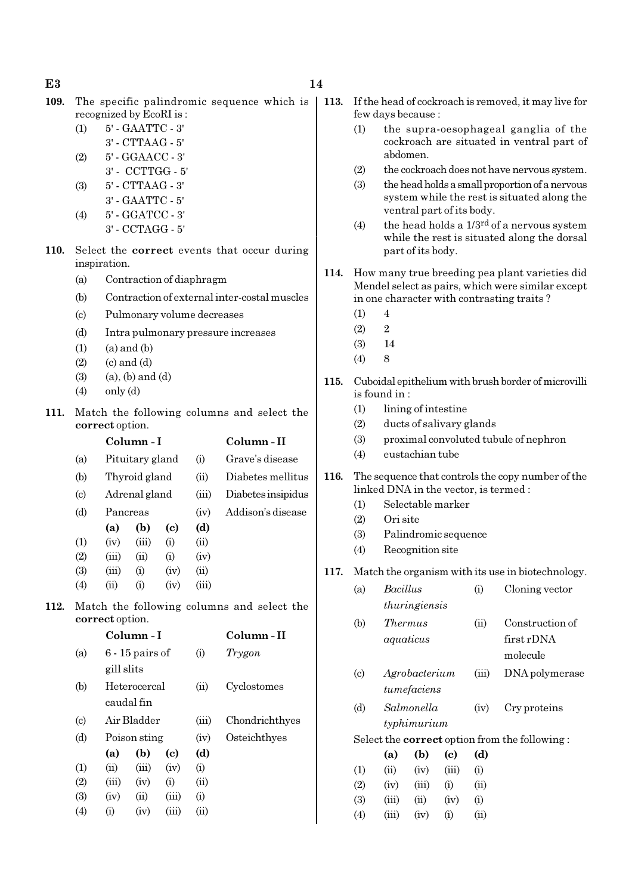**109.** The specific palindromic sequence which is recognized by EcoRI is :

(1) 5' - GAATTC - 3'
 3' - CTTAAG - 5'

(2) 5' - GGAACC - 3'
 3' - CCTTGG - 5'

(3) 5' - CTTAAG - 3'
 3' - GAATTC - 5'

(4) 5' - GGATCC - 3'
 3' - CCTAGG - 5'

**110.** Select the **correct** events that occur during inspiration.

(a) Contraction of diaphragm

(b) Contraction of external inter-costal muscles

(c) Pulmonary volume decreases

(d) Intra pulmonary pressure increases

(1) (a) and (b)

(2) (c) and (d)

(3) (a), (b) and (d)

(4) only (d)

**111.** Match the following columns and select the **correct** option.

| | Column - I | | Column - II |
|---|---|---|---|
| (a) | Pituitary gland | (i) | Grave's disease |
| (b) | Thyroid gland | (ii) | Diabetes mellitus |
| (c) | Adrenal gland | (iii) | Diabetes insipidus |
| (d) | Pancreas | (iv) | Addison's disease |

| | (a) | (b) | (c) | (d) |
|---|---|---|---|---|
| (1) | (iv) | (iii) | (i) | (ii) |
| (2) | (iii) | (ii) | (i) | (iv) |
| (3) | (iii) | (i) | (iv) | (ii) |
| (4) | (ii) | (i) | (iv) | (iii) |

**112.** Match the following columns and select the **correct** option.

| | Column - I | | Column - II |
|---|---|---|---|
| (a) | 6 - 15 pairs of gill slits | (i) | *Trygon* |
| (b) | Heterocercal caudal fin | (ii) | Cyclostomes |
| (c) | Air Bladder | (iii) | Chondrichthyes |
| (d) | Poison sting | (iv) | Osteichthyes |

| | (a) | (b) | (c) | (d) |
|---|---|---|---|---|
| (1) | (ii) | (iii) | (iv) | (i) |
| (2) | (iii) | (iv) | (i) | (ii) |
| (3) | (iv) | (ii) | (iii) | (i) |
| (4) | (i) | (iv) | (iii) | (ii) |

**113.** If the head of cockroach is removed, it may live for few days because :

(1) the supra-oesophageal ganglia of the cockroach are situated in ventral part of abdomen.

(2) the cockroach does not have nervous system.

(3) the head holds a small proportion of a nervous system while the rest is situated along the ventral part of its body.

(4) the head holds a 1/3[rd] of a nervous system while the rest is situated along the dorsal part of its body.

**114.** How many true breeding pea plant varieties did Mendel select as pairs, which were similar except in one character with contrasting traits ?

(1) 4

(2) 2

(3) 14

(4) 8

**115.** Cuboidal epithelium with brush border of microvilli is found in :

(1) lining of intestine

(2) ducts of salivary glands

(3) proximal convoluted tubule of nephron

(4) eustachian tube

**116.** The sequence that controls the copy number of the linked DNA in the vector, is termed :

(1) Selectable marker

(2) Ori site

(3) Palindromic sequence

(4) Recognition site

**117.** Match the organism with its use in biotechnology.

| | | | |
|---|---|---|---|
| (a) | *Bacillus thuringiensis* | (i) | Cloning vector |
| (b) | *Thermus aquaticus* | (ii) | Construction of first rDNA molecule |
| (c) | *Agrobacterium tumefaciens* | (iii) | DNA polymerase |
| (d) | *Salmonella typhimurium* | (iv) | Cry proteins |

Select the **correct** option from the following :

| | (a) | (b) | (c) | (d) |
|---|---|---|---|---|
| (1) | (ii) | (iv) | (iii) | (i) |
| (2) | (iv) | (iii) | (i) | (ii) |
| (3) | (iii) | (ii) | (iv) | (i) |
| (4) | (iii) | (iv) | (i) | (ii) |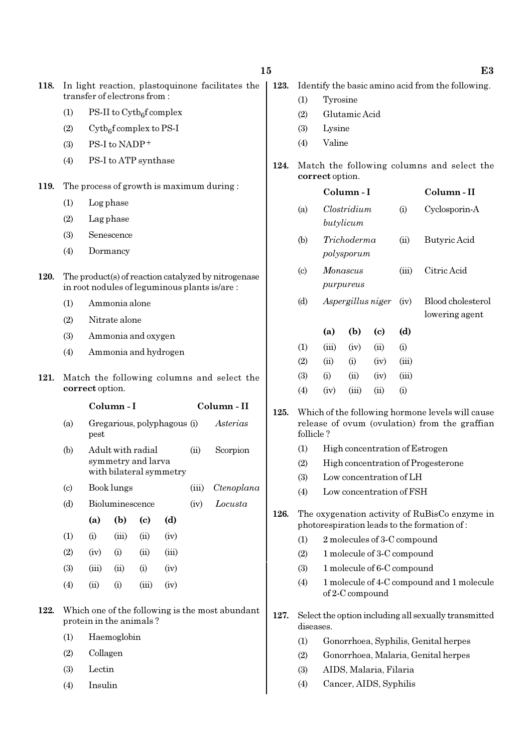**118.** In light reaction, plastoquinone facilitates the transfer of electrons from :

(1) PS-II to Cytb$_6$f complex

(2) Cytb$_6$f complex to PS-I

(3) PS-I to NADP$^+$

(4) PS-I to ATP synthase

**119.** The process of growth is maximum during :

(1) Log phase

(2) Lag phase

(3) Senescence

(4) Dormancy

**120.** The product(s) of reaction catalyzed by nitrogenase in root nodules of leguminous plants is/are :

(1) Ammonia alone

(2) Nitrate alone

(3) Ammonia and oxygen

(4) Ammonia and hydrogen

**121.** Match the following columns and select the **correct** option.

| | Column - I | | Column - II |
|---|---|---|---|
| (a) | Gregarious, polyphagous pest | (i) | *Asterias* |
| (b) | Adult with radial symmetry and larva with bilateral symmetry | (ii) | Scorpion |
| (c) | Book lungs | (iii) | *Ctenoplana* |
| (d) | Bioluminescence | (iv) | *Locusta* |

| | (a) | (b) | (c) | (d) |
|---|---|---|---|---|
| (1) | (i) | (iii) | (ii) | (iv) |
| (2) | (iv) | (i) | (ii) | (iii) |
| (3) | (iii) | (ii) | (i) | (iv) |
| (4) | (ii) | (i) | (iii) | (iv) |

**122.** Which one of the following is the most abundant protein in the animals ?

(1) Haemoglobin

(2) Collagen

(3) Lectin

(4) Insulin

**123.** Identify the basic amino acid from the following.

(1) Tyrosine

(2) Glutamic Acid

(3) Lysine

(4) Valine

**124.** Match the following columns and select the **correct** option.

| | Column - I | | Column - II |
|---|---|---|---|
| (a) | *Clostridium butylicum* | (i) | Cyclosporin-A |
| (b) | *Trichoderma polysporum* | (ii) | Butyric Acid |
| (c) | *Monascus purpureus* | (iii) | Citric Acid |
| (d) | *Aspergillus niger* | (iv) | Blood cholesterol lowering agent |

| | (a) | (b) | (c) | (d) |
|---|---|---|---|---|
| (1) | (iii) | (iv) | (ii) | (i) |
| (2) | (ii) | (i) | (iv) | (iii) |
| (3) | (i) | (ii) | (iv) | (iii) |
| (4) | (iv) | (iii) | (ii) | (i) |

**125.** Which of the following hormone levels will cause release of ovum (ovulation) from the graffian follicle ?

(1) High concentration of Estrogen

(2) High concentration of Progesterone

(3) Low concentration of LH

(4) Low concentration of FSH

**126.** The oxygenation activity of RuBisCo enzyme in photorespiration leads to the formation of :

(1) 2 molecules of 3-C compound

(2) 1 molecule of 3-C compound

(3) 1 molecule of 6-C compound

(4) 1 molecule of 4-C compound and 1 molecule of 2-C compound

**127.** Select the option including all sexually transmitted diseases.

(1) Gonorrhoea, Syphilis, Genital herpes

(2) Gonorrhoea, Malaria, Genital herpes

(3) AIDS, Malaria, Filaria

(4) Cancer, AIDS, Syphilis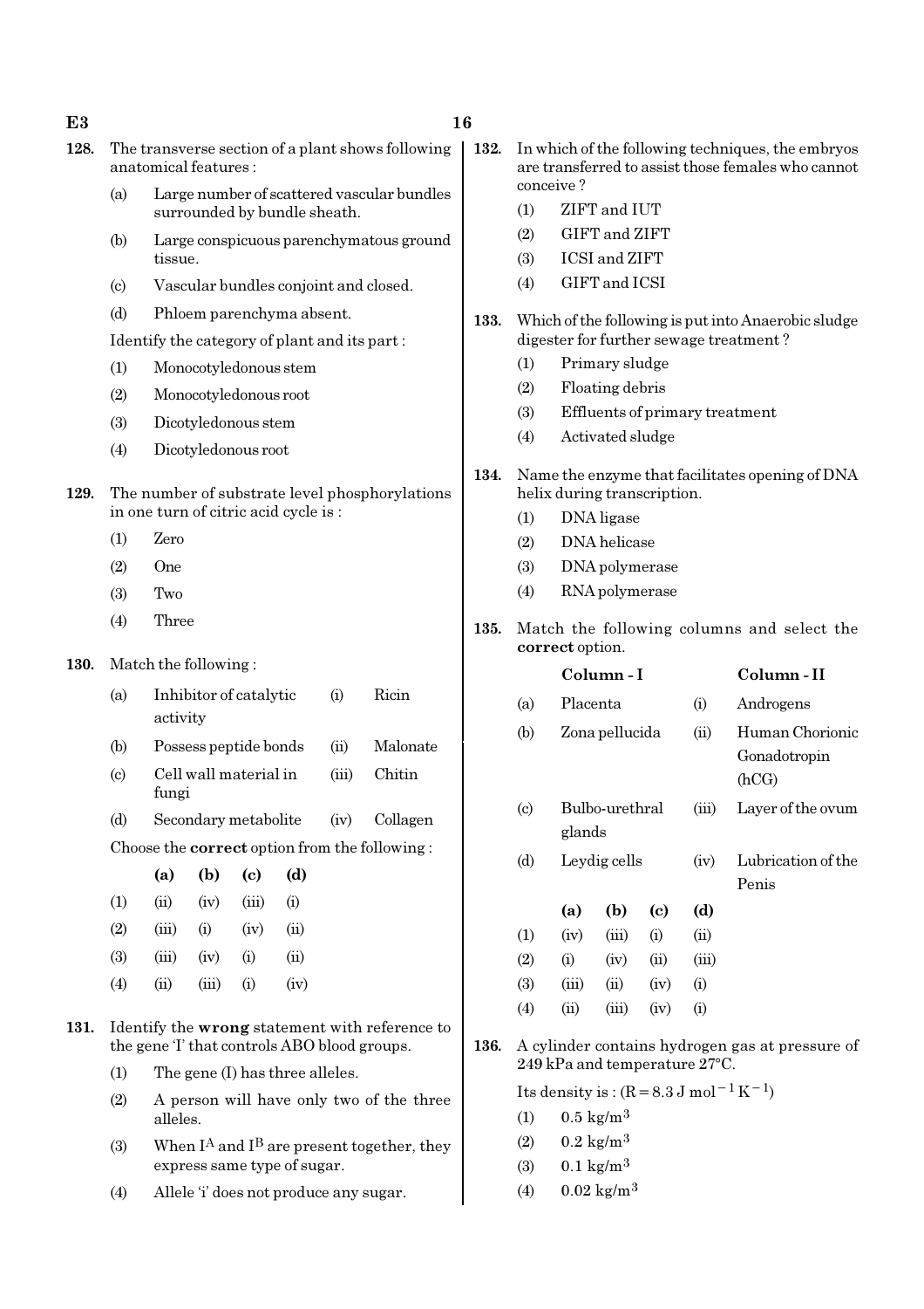**128.** The transverse section of a plant shows following anatomical features :

(a) Large number of scattered vascular bundles surrounded by bundle sheath.

(b) Large conspicuous parenchymatous ground tissue.

(c) Vascular bundles conjoint and closed.

(d) Phloem parenchyma absent.

Identify the category of plant and its part :

(1) Monocotyledonous stem

(2) Monocotyledonous root

(3) Dicotyledonous stem

(4) Dicotyledonous root

**129.** The number of substrate level phosphorylations in one turn of citric acid cycle is :

(1) Zero

(2) One

(3) Two

(4) Three

**130.** Match the following :

| | | | |
|---|---|---|---|
| (a) | Inhibitor of catalytic activity | (i) | Ricin |
| (b) | Possess peptide bonds | (ii) | Malonate |
| (c) | Cell wall material in fungi | (iii) | Chitin |
| (d) | Secondary metabolite | (iv) | Collagen |

Choose the **correct** option from the following :

| | (a) | (b) | (c) | (d) |
|---|---|---|---|---|
| (1) | (ii) | (iv) | (iii) | (i) |
| (2) | (iii) | (i) | (iv) | (ii) |
| (3) | (iii) | (iv) | (i) | (ii) |
| (4) | (ii) | (iii) | (i) | (iv) |

**131.** Identify the **wrong** statement with reference to the gene 'I' that controls ABO blood groups.

(1) The gene (I) has three alleles.

(2) A person will have only two of the three alleles.

(3) When $I^A$ and $I^B$ are present together, they express same type of sugar.

(4) Allele 'i' does not produce any sugar.

**132.** In which of the following techniques, the embryos are transferred to assist those females who cannot conceive ?

(1) ZIFT and IUT

(2) GIFT and ZIFT

(3) ICSI and ZIFT

(4) GIFT and ICSI

**133.** Which of the following is put into Anaerobic sludge digester for further sewage treatment ?

(1) Primary sludge

(2) Floating debris

(3) Effluents of primary treatment

(4) Activated sludge

**134.** Name the enzyme that facilitates opening of DNA helix during transcription.

(1) DNA ligase

(2) DNA helicase

(3) DNA polymerase

(4) RNA polymerase

**135.** Match the following columns and select the **correct** option.

| | Column - I | | Column - II |
|---|---|---|---|
| (a) | Placenta | (i) | Androgens |
| (b) | Zona pellucida | (ii) | Human Chorionic Gonadotropin (hCG) |
| (c) | Bulbo-urethral glands | (iii) | Layer of the ovum |
| (d) | Leydig cells | (iv) | Lubrication of the Penis |

| | (a) | (b) | (c) | (d) |
|---|---|---|---|---|
| (1) | (iv) | (iii) | (i) | (ii) |
| (2) | (i) | (iv) | (ii) | (iii) |
| (3) | (iii) | (ii) | (iv) | (i) |
| (4) | (ii) | (iii) | (iv) | (i) |

**136.** A cylinder contains hydrogen gas at pressure of 249 kPa and temperature 27°C.

Its density is : ($R = 8.3\ J\ mol^{-1} K^{-1}$)

(1) $0.5\ kg/m^3$

(2) $0.2\ kg/m^3$

(3) $0.1\ kg/m^3$

(4) $0.02\ kg/m^3$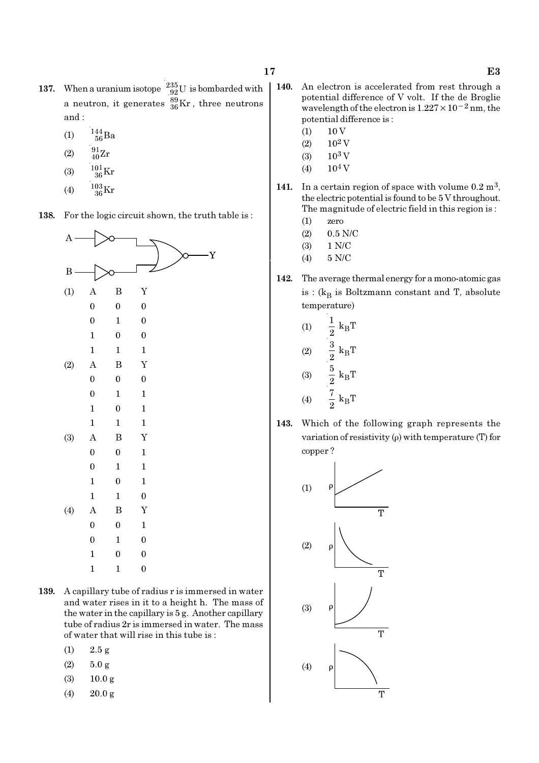**137.** When a uranium isotope $^{235}_{92}U$ is bombarded with a neutron, it generates $^{89}_{36}Kr$, three neutrons and :

(1) $^{144}_{56}Ba$

(2) $^{91}_{40}Zr$

(3) $^{101}_{36}Kr$

(4) $^{103}_{36}Kr$

**138.** For the logic circuit shown, the truth table is :

(1)

| A | B | Y |
|---|---|---|
| 0 | 0 | 0 |
| 0 | 1 | 0 |
| 1 | 0 | 0 |
| 1 | 1 | 1 |

(2)

| A | B | Y |
|---|---|---|
| 0 | 0 | 0 |
| 0 | 1 | 1 |
| 1 | 0 | 1 |
| 1 | 1 | 1 |

(3)

| A | B | Y |
|---|---|---|
| 0 | 0 | 1 |
| 0 | 1 | 1 |
| 1 | 0 | 1 |
| 1 | 1 | 0 |

(4)

| A | B | Y |
|---|---|---|
| 0 | 0 | 1 |
| 0 | 1 | 0 |
| 1 | 0 | 0 |
| 1 | 1 | 0 |

**139.** A capillary tube of radius r is immersed in water and water rises in it to a height h. The mass of the water in the capillary is 5 g. Another capillary tube of radius 2r is immersed in water. The mass of water that will rise in this tube is :

(1) 2.5 g

(2) 5.0 g

(3) 10.0 g

(4) 20.0 g

**140.** An electron is accelerated from rest through a potential difference of V volt. If the de Broglie wavelength of the electron is $1.227 \times 10^{-2}$ nm, the potential difference is :

(1) 10 V

(2) $10^2$ V

(3) $10^3$ V

(4) $10^4$ V

**141.** In a certain region of space with volume 0.2 $m^3$, the electric potential is found to be 5 V throughout. The magnitude of electric field in this region is :

(1) zero

(2) 0.5 N/C

(3) 1 N/C

(4) 5 N/C

**142.** The average thermal energy for a mono-atomic gas is : ($k_B$ is Boltzmann constant and T, absolute temperature)

(1) $\frac{1}{2} k_B T$

(2) $\frac{3}{2} k_B T$

(3) $\frac{5}{2} k_B T$

(4) $\frac{7}{2} k_B T$

**143.** Which of the following graph represents the variation of resistivity (ρ) with temperature (T) for copper ?

(1)

(2)

(3)

(4)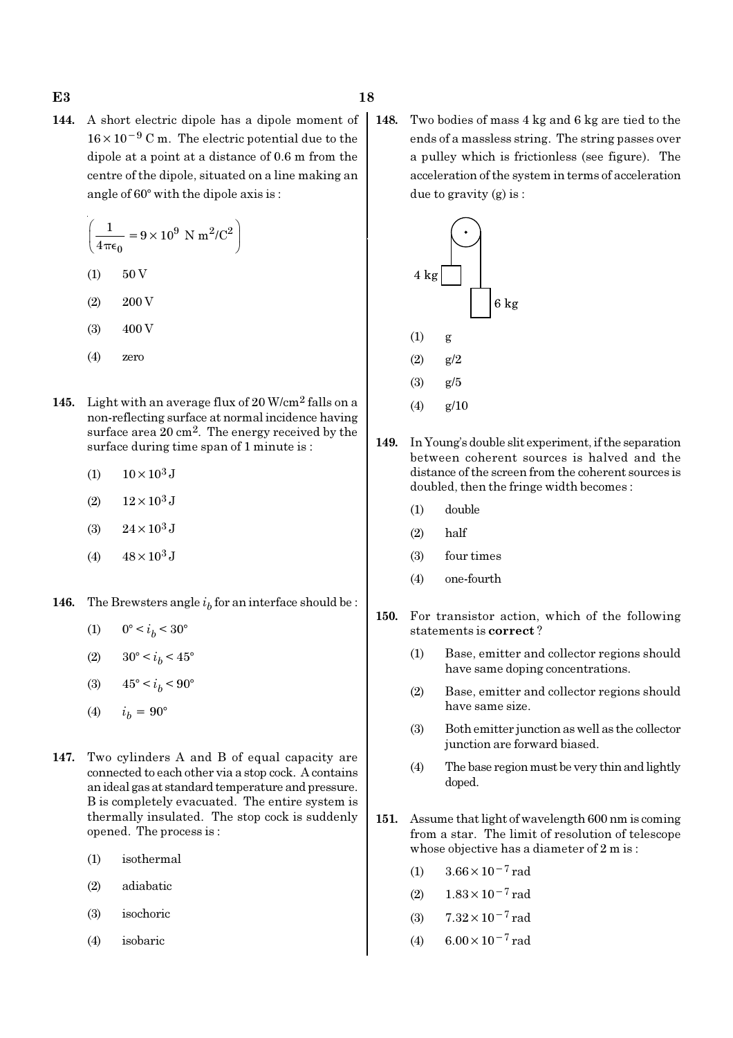**144.** A short electric dipole has a dipole moment of $16 \times 10^{-9}$ C m. The electric potential due to the dipole at a point at a distance of 0.6 m from the centre of the dipole, situated on a line making an angle of 60° with the dipole axis is :

$$\left(\frac{1}{4\pi\epsilon_0} = 9 \times 10^9 \text{ N m}^2/\text{C}^2\right)$$

(1) 50 V

(2) 200 V

(3) 400 V

(4) zero

**145.** Light with an average flux of 20 W/cm$^2$ falls on a non-reflecting surface at normal incidence having surface area 20 cm$^2$. The energy received by the surface during time span of 1 minute is :

(1) $10 \times 10^3$ J

(2) $12 \times 10^3$ J

(3) $24 \times 10^3$ J

(4) $48 \times 10^3$ J

**146.** The Brewsters angle $i_b$ for an interface should be :

(1) $0° < i_b < 30°$

(2) $30° < i_b < 45°$

(3) $45° < i_b < 90°$

(4) $i_b = 90°$

**147.** Two cylinders A and B of equal capacity are connected to each other via a stop cock. A contains an ideal gas at standard temperature and pressure. B is completely evacuated. The entire system is thermally insulated. The stop cock is suddenly opened. The process is :

(1) isothermal

(2) adiabatic

(3) isochoric

(4) isobaric

**148.** Two bodies of mass 4 kg and 6 kg are tied to the ends of a massless string. The string passes over a pulley which is frictionless (see figure). The acceleration of the system in terms of acceleration due to gravity (g) is :

(1) g

(2) g/2

(3) g/5

(4) g/10

**149.** In Young's double slit experiment, if the separation between coherent sources is halved and the distance of the screen from the coherent sources is doubled, then the fringe width becomes :

(1) double

(2) half

(3) four times

(4) one-fourth

**150.** For transistor action, which of the following statements is **correct** ?

(1) Base, emitter and collector regions should have same doping concentrations.

(2) Base, emitter and collector regions should have same size.

(3) Both emitter junction as well as the collector junction are forward biased.

(4) The base region must be very thin and lightly doped.

**151.** Assume that light of wavelength 600 nm is coming from a star. The limit of resolution of telescope whose objective has a diameter of 2 m is :

(1) $3.66 \times 10^{-7}$ rad

(2) $1.83 \times 10^{-7}$ rad

(3) $7.32 \times 10^{-7}$ rad

(4) $6.00 \times 10^{-7}$ rad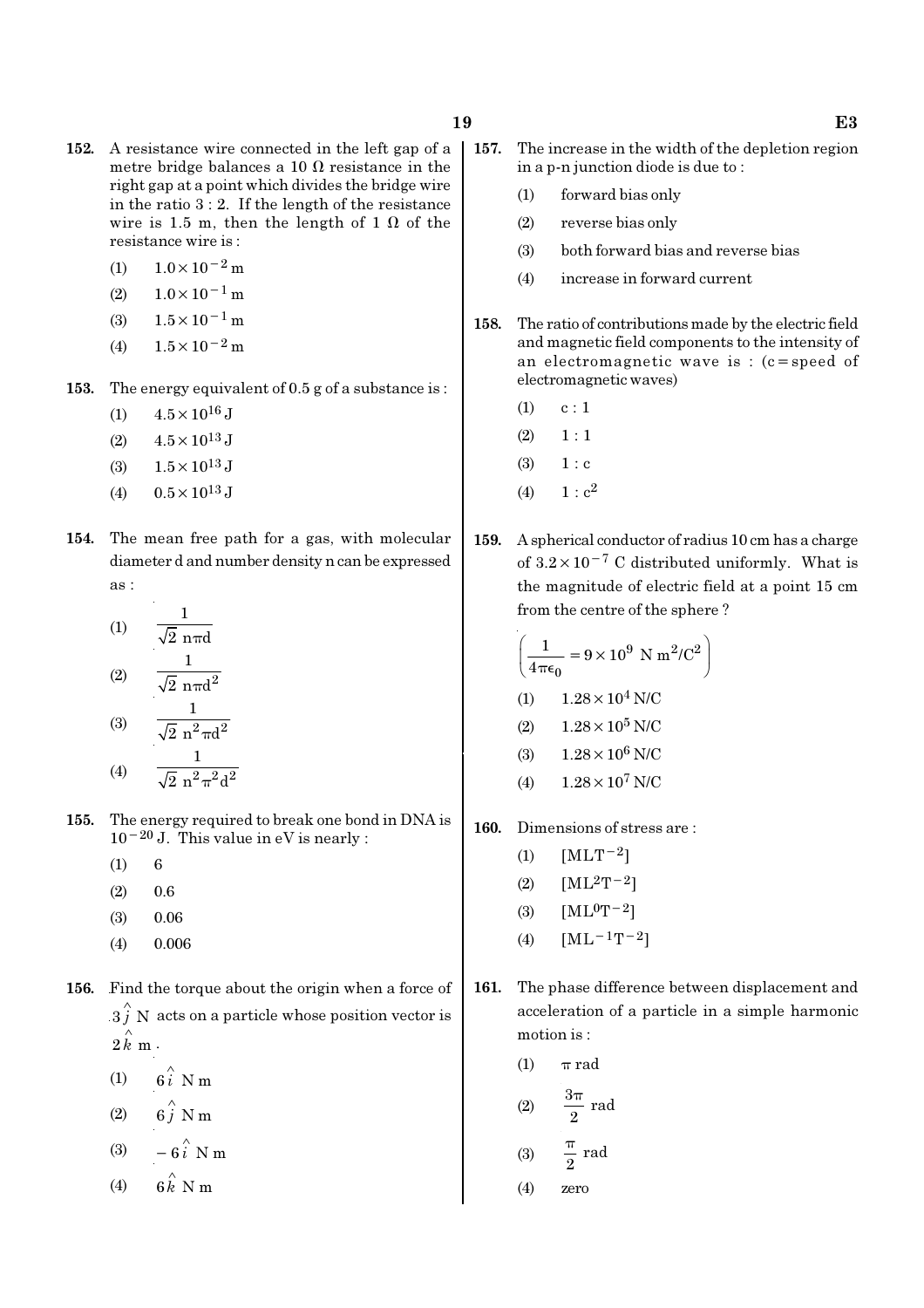**152.** A resistance wire connected in the left gap of a metre bridge balances a 10 Ω resistance in the right gap at a point which divides the bridge wire in the ratio 3 : 2. If the length of the resistance wire is 1.5 m, then the length of 1 Ω of the resistance wire is :

(1) $1.0 \times 10^{-2}$ m

(2) $1.0 \times 10^{-1}$ m

(3) $1.5 \times 10^{-1}$ m

(4) $1.5 \times 10^{-2}$ m

**153.** The energy equivalent of 0.5 g of a substance is :

(1) $4.5 \times 10^{16}$ J

(2) $4.5 \times 10^{13}$ J

(3) $1.5 \times 10^{13}$ J

(4) $0.5 \times 10^{13}$ J

**154.** The mean free path for a gas, with molecular diameter d and number density n can be expressed as :

(1) $\dfrac{1}{\sqrt{2}\, n\pi d}$

(2) $\dfrac{1}{\sqrt{2}\, n\pi d^2}$

(3) $\dfrac{1}{\sqrt{2}\, n^2\pi d^2}$

(4) $\dfrac{1}{\sqrt{2}\, n^2\pi^2 d^2}$

**155.** The energy required to break one bond in DNA is $10^{-20}$ J. This value in eV is nearly :

(1) 6

(2) 0.6

(3) 0.06

(4) 0.006

**156.** Find the torque about the origin when a force of $3\hat{j}$ N acts on a particle whose position vector is $2\hat{k}$ m.

(1) $6\hat{i}$ N m

(2) $6\hat{j}$ N m

(3) $-6\hat{i}$ N m

(4) $6\hat{k}$ N m

**157.** The increase in the width of the depletion region in a p-n junction diode is due to :

(1) forward bias only

(2) reverse bias only

(3) both forward bias and reverse bias

(4) increase in forward current

**158.** The ratio of contributions made by the electric field and magnetic field components to the intensity of an electromagnetic wave is : (c = speed of electromagnetic waves)

(1) c : 1

(2) 1 : 1

(3) 1 : c

(4) 1 : $c^2$

**159.** A spherical conductor of radius 10 cm has a charge of $3.2 \times 10^{-7}$ C distributed uniformly. What is the magnitude of electric field at a point 15 cm from the centre of the sphere ?

$\left(\dfrac{1}{4\pi\epsilon_0} = 9 \times 10^9 \text{ N m}^2/\text{C}^2\right)$

(1) $1.28 \times 10^4$ N/C

(2) $1.28 \times 10^5$ N/C

(3) $1.28 \times 10^6$ N/C

(4) $1.28 \times 10^7$ N/C

**160.** Dimensions of stress are :

(1) $[MLT^{-2}]$

(2) $[ML^2T^{-2}]$

(3) $[ML^0T^{-2}]$

(4) $[ML^{-1}T^{-2}]$

**161.** The phase difference between displacement and acceleration of a particle in a simple harmonic motion is :

(1) π rad

(2) $\dfrac{3\pi}{2}$ rad

(3) $\dfrac{\pi}{2}$ rad

(4) zero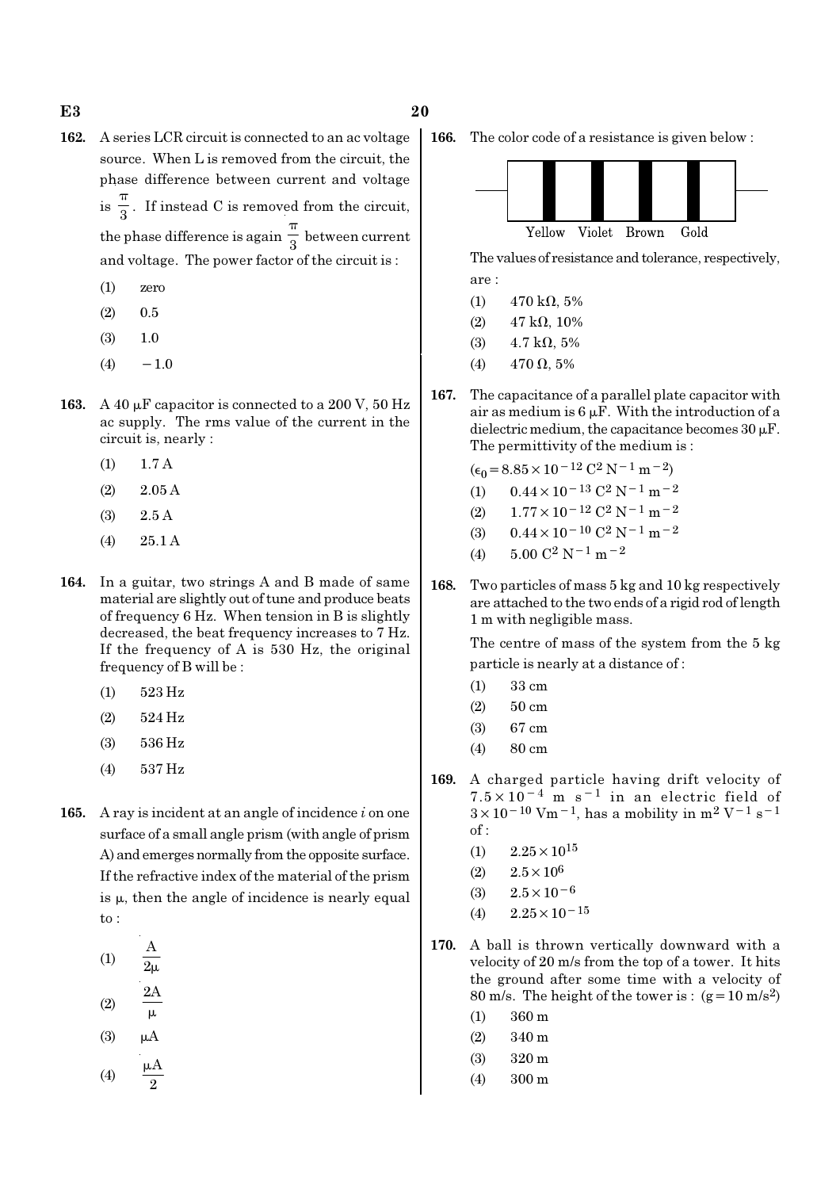**162.** A series LCR circuit is connected to an ac voltage source. When L is removed from the circuit, the phase difference between current and voltage is $\frac{\pi}{3}$. If instead C is removed from the circuit, the phase difference is again $\frac{\pi}{3}$ between current and voltage. The power factor of the circuit is :

(1) zero

(2) 0.5

(3) 1.0

(4) $-1.0$

**163.** A 40 $\mu$F capacitor is connected to a 200 V, 50 Hz ac supply. The rms value of the current in the circuit is, nearly :

(1) 1.7 A

(2) 2.05 A

(3) 2.5 A

(4) 25.1 A

**164.** In a guitar, two strings A and B made of same material are slightly out of tune and produce beats of frequency 6 Hz. When tension in B is slightly decreased, the beat frequency increases to 7 Hz. If the frequency of A is 530 Hz, the original frequency of B will be :

(1) 523 Hz

(2) 524 Hz

(3) 536 Hz

(4) 537 Hz

**165.** A ray is incident at an angle of incidence $i$ on one surface of a small angle prism (with angle of prism A) and emerges normally from the opposite surface. If the refractive index of the material of the prism is $\mu$, then the angle of incidence is nearly equal to :

(1) $\frac{A}{2\mu}$

(2) $\frac{2A}{\mu}$

(3) $\mu A$

(4) $\frac{\mu A}{2}$

**166.** The color code of a resistance is given below :

Yellow Violet Brown Gold

The values of resistance and tolerance, respectively, are :

(1) 470 k$\Omega$, 5%

(2) 47 k$\Omega$, 10%

(3) 4.7 k$\Omega$, 5%

(4) 470 $\Omega$, 5%

**167.** The capacitance of a parallel plate capacitor with air as medium is 6 $\mu$F. With the introduction of a dielectric medium, the capacitance becomes 30 $\mu$F. The permittivity of the medium is :

($\epsilon_0 = 8.85 \times 10^{-12}$ C$^2$ N$^{-1}$ m$^{-2}$)

(1) $0.44 \times 10^{-13}$ C$^2$ N$^{-1}$ m$^{-2}$

(2) $1.77 \times 10^{-12}$ C$^2$ N$^{-1}$ m$^{-2}$

(3) $0.44 \times 10^{-10}$ C$^2$ N$^{-1}$ m$^{-2}$

(4) $5.00$ C$^2$ N$^{-1}$ m$^{-2}$

**168.** Two particles of mass 5 kg and 10 kg respectively are attached to the two ends of a rigid rod of length 1 m with negligible mass.

The centre of mass of the system from the 5 kg particle is nearly at a distance of :

(1) 33 cm

(2) 50 cm

(3) 67 cm

(4) 80 cm

**169.** A charged particle having drift velocity of $7.5 \times 10^{-4}$ m s$^{-1}$ in an electric field of $3 \times 10^{-10}$ Vm$^{-1}$, has a mobility in m$^2$ V$^{-1}$ s$^{-1}$ of :

(1) $2.25 \times 10^{15}$

(2) $2.5 \times 10^{6}$

(3) $2.5 \times 10^{-6}$

(4) $2.25 \times 10^{-15}$

**170.** A ball is thrown vertically downward with a velocity of 20 m/s from the top of a tower. It hits the ground after some time with a velocity of 80 m/s. The height of the tower is : (g = 10 m/s$^2$)

(1) 360 m

(2) 340 m

(3) 320 m

(4) 300 m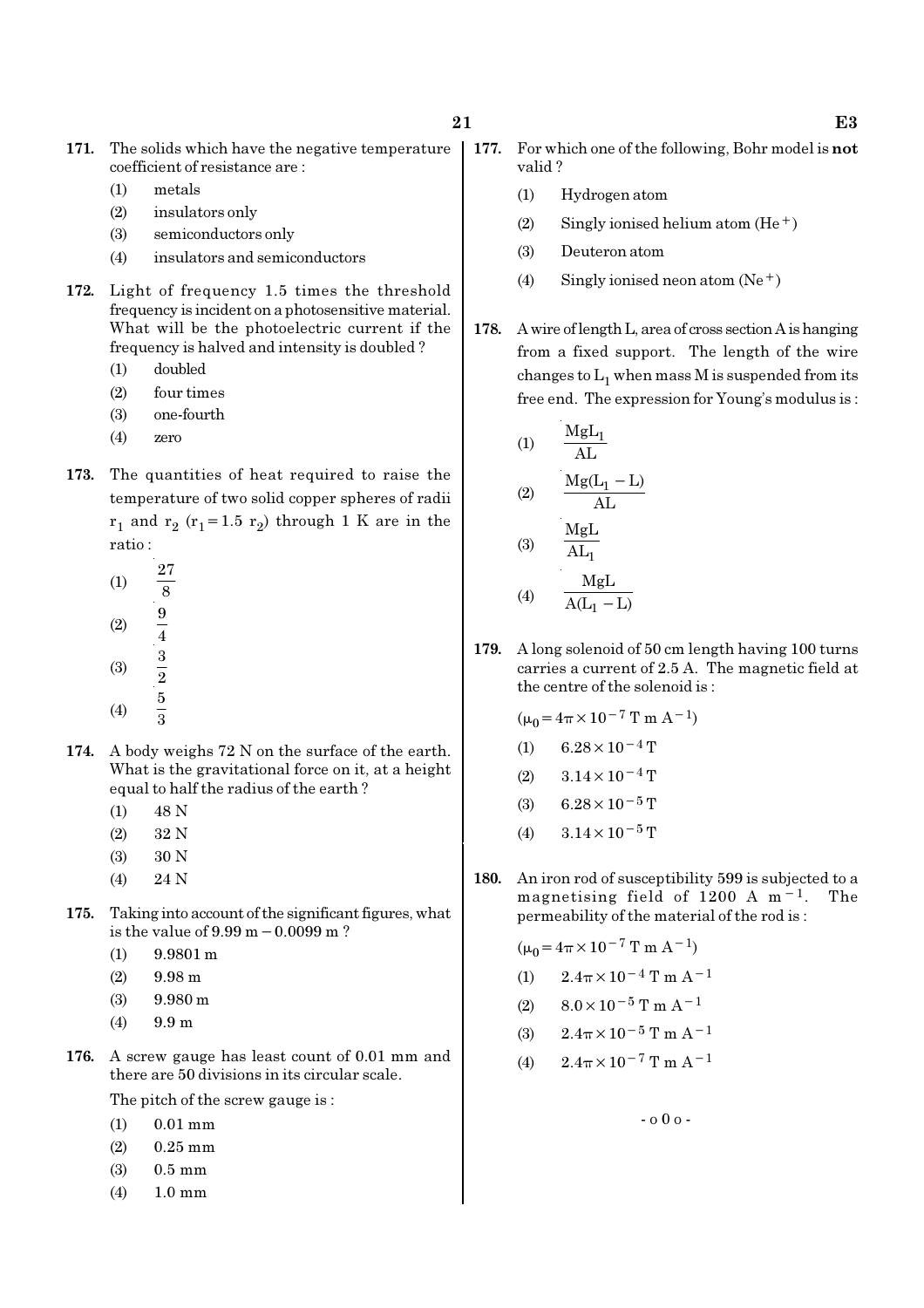**171.** The solids which have the negative temperature coefficient of resistance are :

(1) metals

(2) insulators only

(3) semiconductors only

(4) insulators and semiconductors

**172.** Light of frequency 1.5 times the threshold frequency is incident on a photosensitive material. What will be the photoelectric current if the frequency is halved and intensity is doubled ?

(1) doubled

(2) four times

(3) one-fourth

(4) zero

**173.** The quantities of heat required to raise the temperature of two solid copper spheres of radii $r_1$ and $r_2$ ($r_1 = 1.5\ r_2$) through 1 K are in the ratio :

(1) $\frac{27}{8}$

(2) $\frac{9}{4}$

(3) $\frac{3}{2}$

(4) $\frac{5}{3}$

**174.** A body weighs 72 N on the surface of the earth. What is the gravitational force on it, at a height equal to half the radius of the earth ?

(1) 48 N

(2) 32 N

(3) 30 N

(4) 24 N

**175.** Taking into account of the significant figures, what is the value of 9.99 m − 0.0099 m ?

(1) 9.9801 m

(2) 9.98 m

(3) 9.980 m

(4) 9.9 m

**176.** A screw gauge has least count of 0.01 mm and there are 50 divisions in its circular scale.

The pitch of the screw gauge is :

(1) 0.01 mm

(2) 0.25 mm

(3) 0.5 mm

(4) 1.0 mm

**177.** For which one of the following, Bohr model is **not** valid ?

(1) Hydrogen atom

(2) Singly ionised helium atom ($He^+$)

(3) Deuteron atom

(4) Singly ionised neon atom ($Ne^+$)

**178.** A wire of length L, area of cross section A is hanging from a fixed support. The length of the wire changes to $L_1$ when mass M is suspended from its free end. The expression for Young's modulus is :

(1) $\frac{MgL_1}{AL}$

(2) $\frac{Mg(L_1 - L)}{AL}$

(3) $\frac{MgL}{AL_1}$

(4) $\frac{MgL}{A(L_1 - L)}$

**179.** A long solenoid of 50 cm length having 100 turns carries a current of 2.5 A. The magnetic field at the centre of the solenoid is :

($\mu_0 = 4\pi \times 10^{-7}$ T m $A^{-1}$)

(1) $6.28 \times 10^{-4}$ T

(2) $3.14 \times 10^{-4}$ T

(3) $6.28 \times 10^{-5}$ T

(4) $3.14 \times 10^{-5}$ T

**180.** An iron rod of susceptibility 599 is subjected to a magnetising field of 1200 A $m^{-1}$. The permeability of the material of the rod is :

($\mu_0 = 4\pi \times 10^{-7}$ T m $A^{-1}$)

(1) $2.4\pi \times 10^{-4}$ T m $A^{-1}$

(2) $8.0 \times 10^{-5}$ T m $A^{-1}$

(3) $2.4\pi \times 10^{-5}$ T m $A^{-1}$

(4) $2.4\pi \times 10^{-7}$ T m $A^{-1}$

- o 0 o -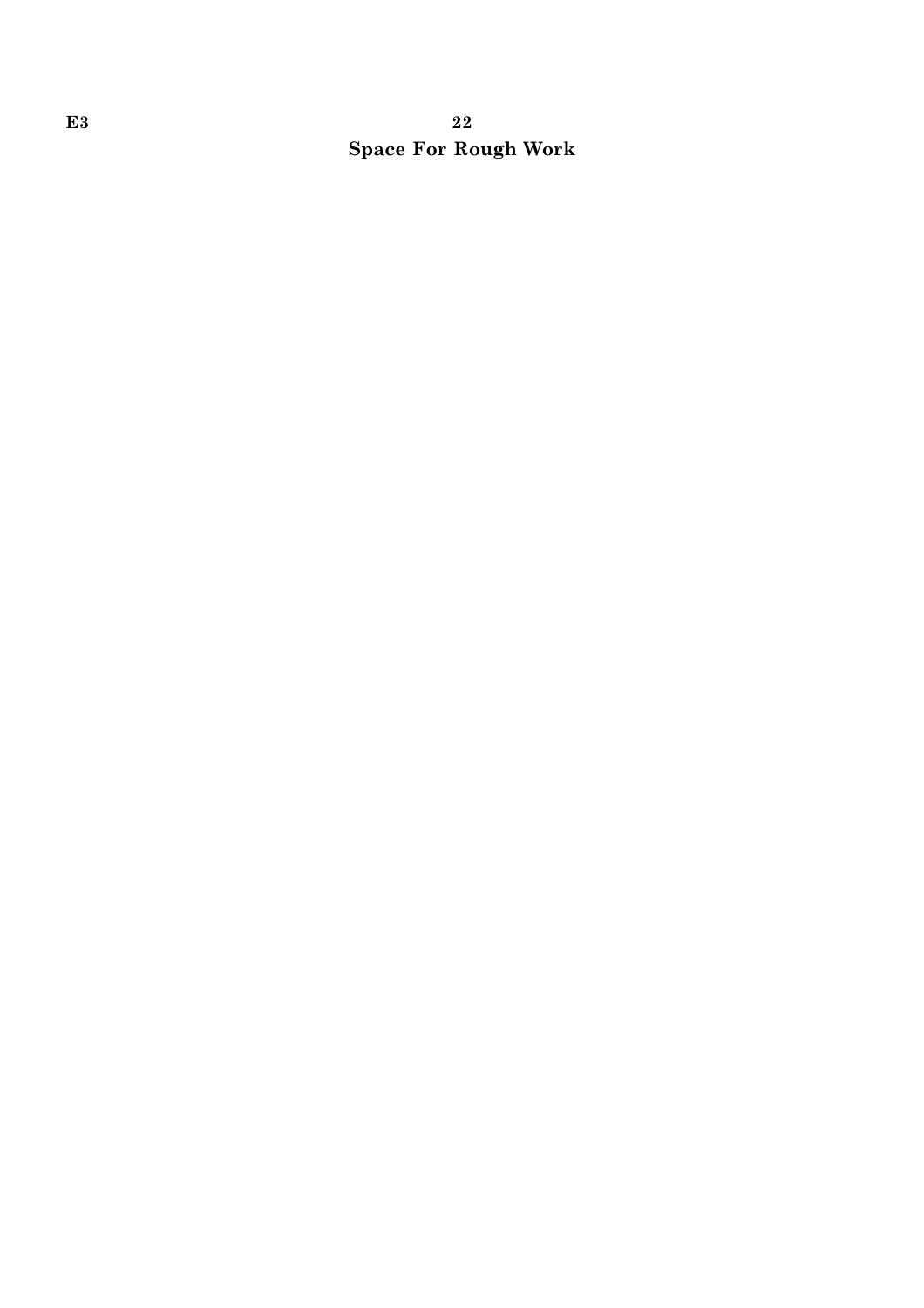**Space For Rough Work**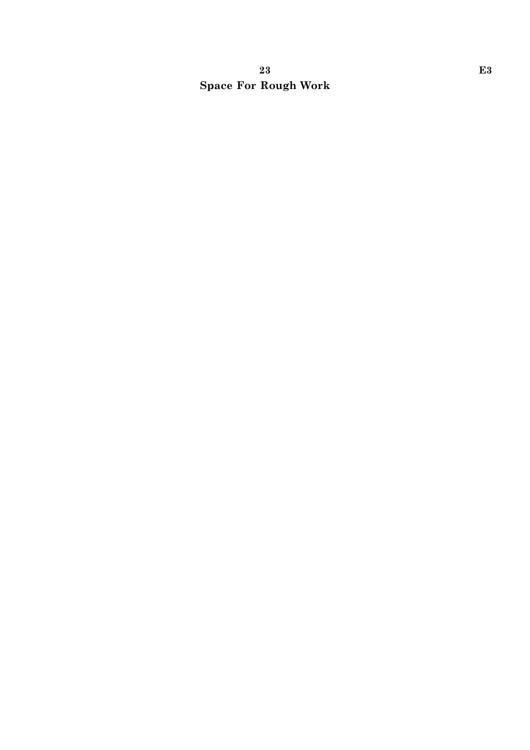**Space For Rough Work**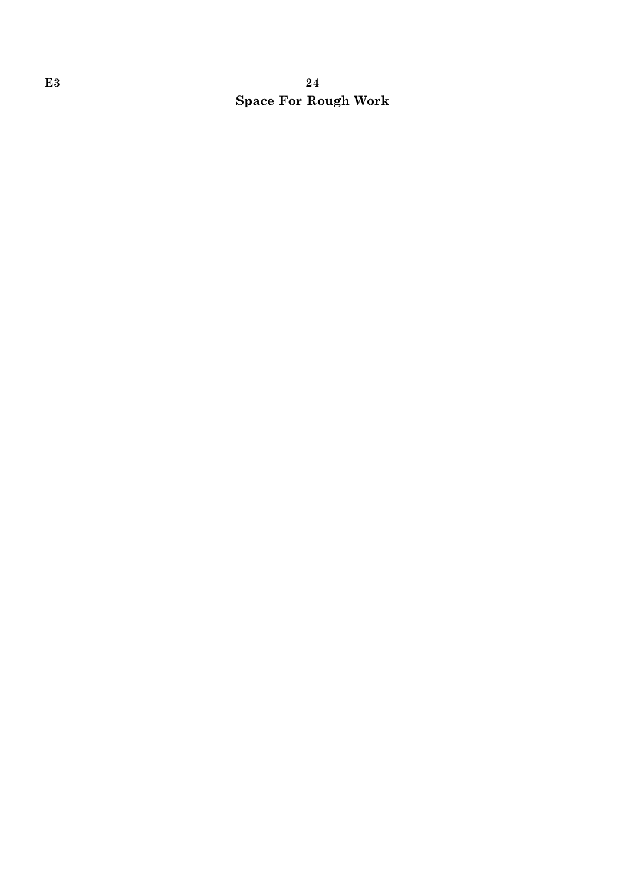**Space For Rough Work**